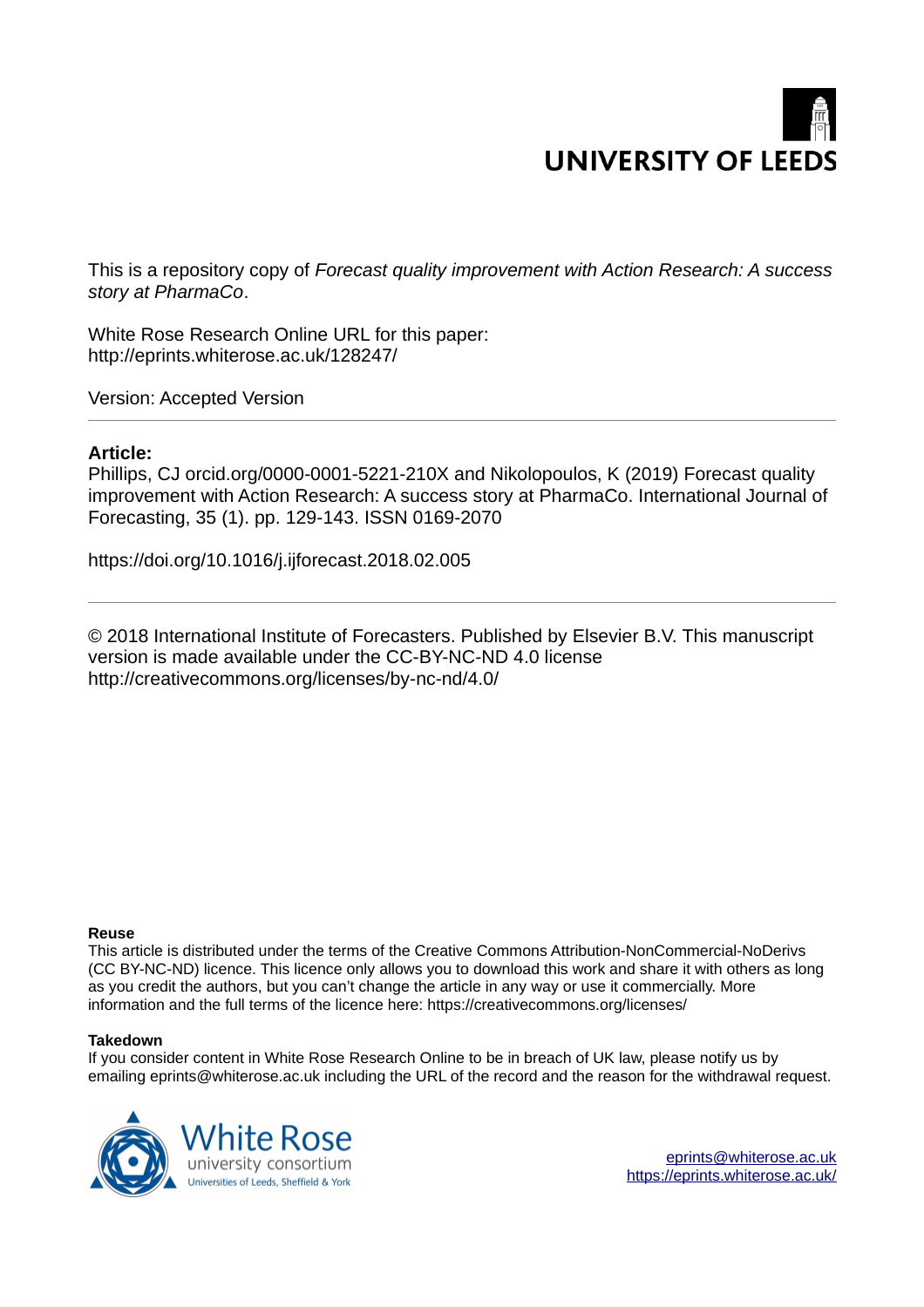UNIVERSITY OF LEEDS

This is a repository copy of *Forecast quality improvement with Action Research: A success story at PharmaCo*.

White Rose Research Online URL for this paper:
http://eprints.whiterose.ac.uk/128247/

Version: Accepted Version

---

**Article:**

Phillips, CJ orcid.org/0000-0001-5221-210X and Nikolopoulos, K (2019) Forecast quality improvement with Action Research: A success story at PharmaCo. International Journal of Forecasting, 35 (1). pp. 129-143. ISSN 0169-2070

https://doi.org/10.1016/j.ijforecast.2018.02.005

---

© 2018 International Institute of Forecasters. Published by Elsevier B.V. This manuscript version is made available under the CC-BY-NC-ND 4.0 license http://creativecommons.org/licenses/by-nc-nd/4.0/

**Reuse**

This article is distributed under the terms of the Creative Commons Attribution-NonCommercial-NoDerivs (CC BY-NC-ND) licence. This licence only allows you to download this work and share it with others as long as you credit the authors, but you can't change the article in any way or use it commercially. More information and the full terms of the licence here: https://creativecommons.org/licenses/

**Takedown**

If you consider content in White Rose Research Online to be in breach of UK law, please notify us by emailing eprints@whiterose.ac.uk including the URL of the record and the reason for the withdrawal request.

White Rose
university consortium
Universities of Leeds, Sheffield & York

eprints@whiterose.ac.uk
https://eprints.whiterose.ac.uk/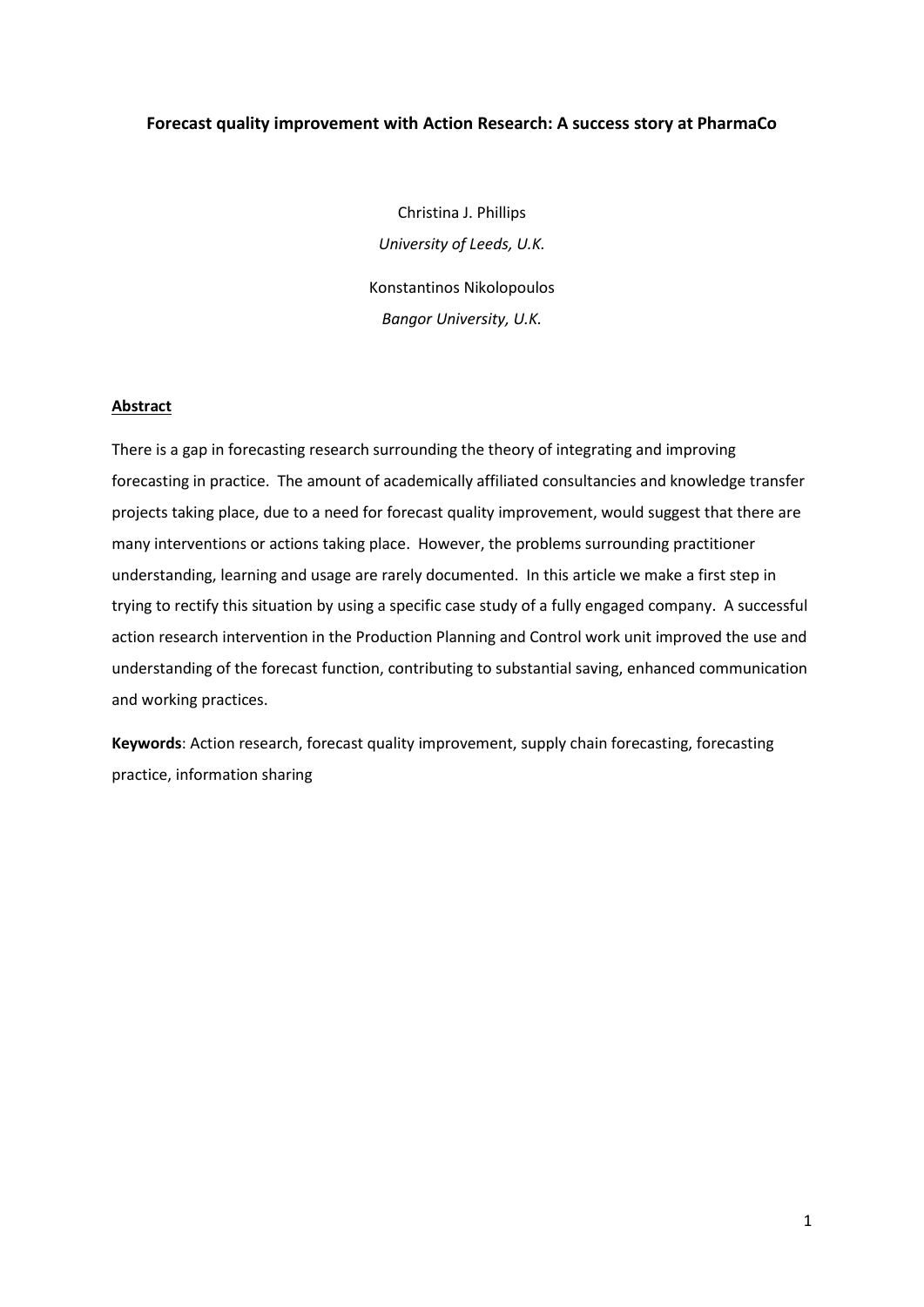**Forecast quality improvement with Action Research: A success story at PharmaCo**

Christina J. Phillips
*University of Leeds, U.K.*

Konstantinos Nikolopoulos
*Bangor University, U.K.*

**Abstract**

There is a gap in forecasting research surrounding the theory of integrating and improving forecasting in practice. The amount of academically affiliated consultancies and knowledge transfer projects taking place, due to a need for forecast quality improvement, would suggest that there are many interventions or actions taking place. However, the problems surrounding practitioner understanding, learning and usage are rarely documented. In this article we make a first step in trying to rectify this situation by using a specific case study of a fully engaged company. A successful action research intervention in the Production Planning and Control work unit improved the use and understanding of the forecast function, contributing to substantial saving, enhanced communication and working practices.

**Keywords**: Action research, forecast quality improvement, supply chain forecasting, forecasting practice, information sharing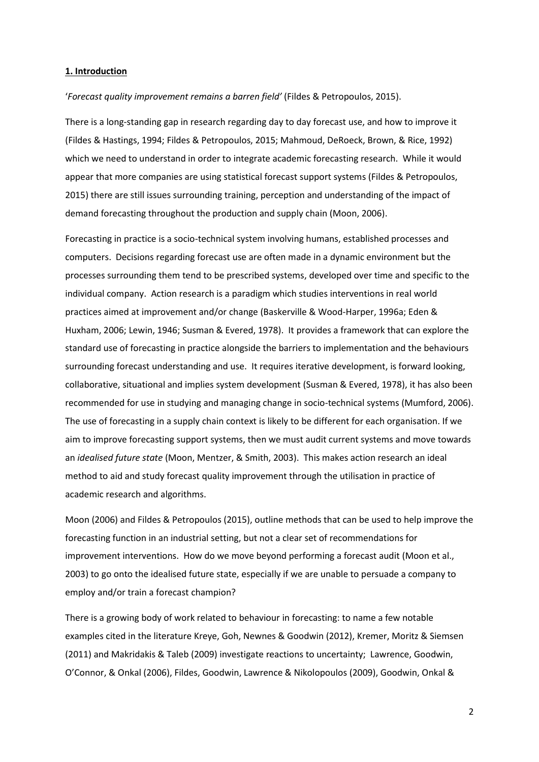## **1. Introduction**

'*Forecast quality improvement remains a barren field'* (Fildes & Petropoulos, 2015).

There is a long-standing gap in research regarding day to day forecast use, and how to improve it (Fildes & Hastings, 1994; Fildes & Petropoulos, 2015; Mahmoud, DeRoeck, Brown, & Rice, 1992) which we need to understand in order to integrate academic forecasting research. While it would appear that more companies are using statistical forecast support systems (Fildes & Petropoulos, 2015) there are still issues surrounding training, perception and understanding of the impact of demand forecasting throughout the production and supply chain (Moon, 2006).

Forecasting in practice is a socio-technical system involving humans, established processes and computers. Decisions regarding forecast use are often made in a dynamic environment but the processes surrounding them tend to be prescribed systems, developed over time and specific to the individual company. Action research is a paradigm which studies interventions in real world practices aimed at improvement and/or change (Baskerville & Wood-Harper, 1996a; Eden & Huxham, 2006; Lewin, 1946; Susman & Evered, 1978). It provides a framework that can explore the standard use of forecasting in practice alongside the barriers to implementation and the behaviours surrounding forecast understanding and use. It requires iterative development, is forward looking, collaborative, situational and implies system development (Susman & Evered, 1978), it has also been recommended for use in studying and managing change in socio-technical systems (Mumford, 2006). The use of forecasting in a supply chain context is likely to be different for each organisation. If we aim to improve forecasting support systems, then we must audit current systems and move towards an *idealised future state* (Moon, Mentzer, & Smith, 2003). This makes action research an ideal method to aid and study forecast quality improvement through the utilisation in practice of academic research and algorithms.

Moon (2006) and Fildes & Petropoulos (2015), outline methods that can be used to help improve the forecasting function in an industrial setting, but not a clear set of recommendations for improvement interventions. How do we move beyond performing a forecast audit (Moon et al., 2003) to go onto the idealised future state, especially if we are unable to persuade a company to employ and/or train a forecast champion?

There is a growing body of work related to behaviour in forecasting: to name a few notable examples cited in the literature Kreye, Goh, Newnes & Goodwin (2012), Kremer, Moritz & Siemsen (2011) and Makridakis & Taleb (2009) investigate reactions to uncertainty; Lawrence, Goodwin, O'Connor, & Onkal (2006), Fildes, Goodwin, Lawrence & Nikolopoulos (2009), Goodwin, Onkal &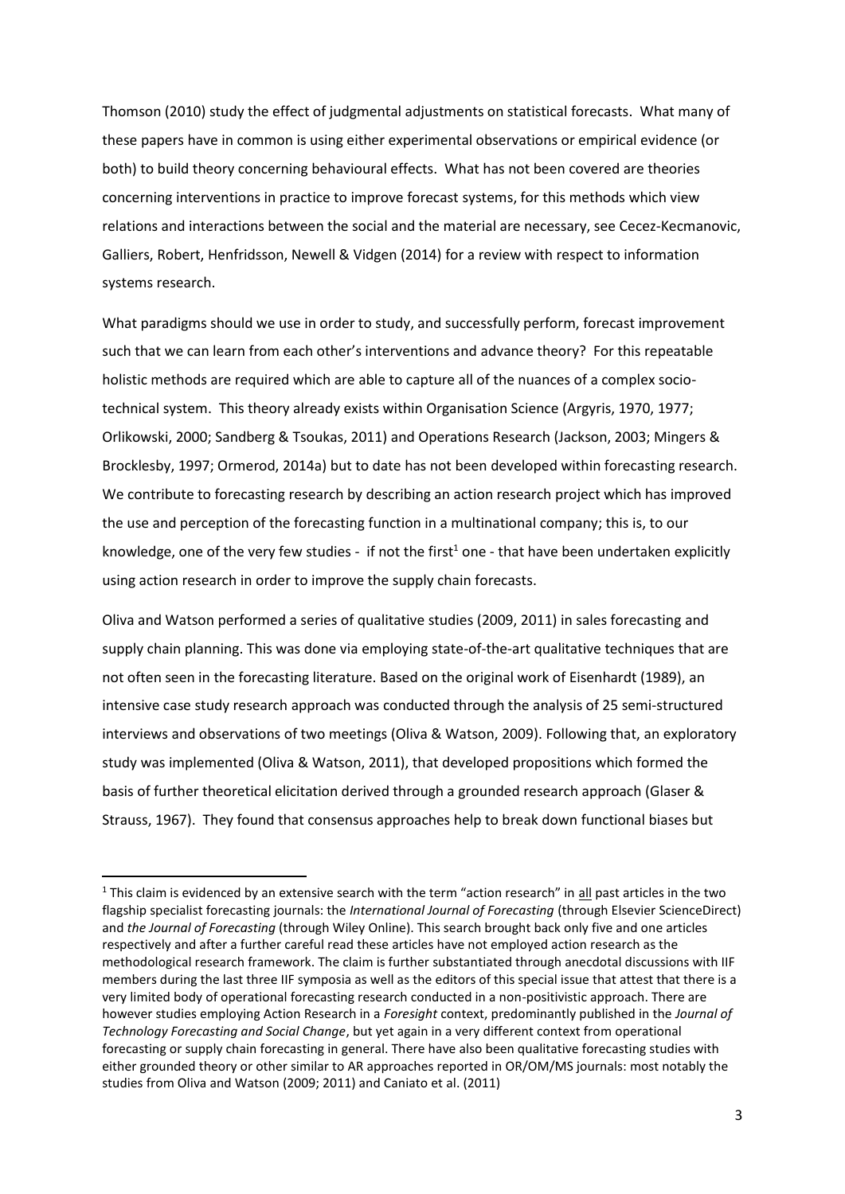Thomson (2010) study the effect of judgmental adjustments on statistical forecasts. What many of these papers have in common is using either experimental observations or empirical evidence (or both) to build theory concerning behavioural effects. What has not been covered are theories concerning interventions in practice to improve forecast systems, for this methods which view relations and interactions between the social and the material are necessary, see Cecez-Kecmanovic, Galliers, Robert, Henfridsson, Newell & Vidgen (2014) for a review with respect to information systems research.

What paradigms should we use in order to study, and successfully perform, forecast improvement such that we can learn from each other's interventions and advance theory? For this repeatable holistic methods are required which are able to capture all of the nuances of a complex socio-technical system. This theory already exists within Organisation Science (Argyris, 1970, 1977; Orlikowski, 2000; Sandberg & Tsoukas, 2011) and Operations Research (Jackson, 2003; Mingers & Brocklesby, 1997; Ormerod, 2014a) but to date has not been developed within forecasting research. We contribute to forecasting research by describing an action research project which has improved the use and perception of the forecasting function in a multinational company; this is, to our knowledge, one of the very few studies - if not the first[1] one - that have been undertaken explicitly using action research in order to improve the supply chain forecasts.

Oliva and Watson performed a series of qualitative studies (2009, 2011) in sales forecasting and supply chain planning. This was done via employing state-of-the-art qualitative techniques that are not often seen in the forecasting literature. Based on the original work of Eisenhardt (1989), an intensive case study research approach was conducted through the analysis of 25 semi-structured interviews and observations of two meetings (Oliva & Watson, 2009). Following that, an exploratory study was implemented (Oliva & Watson, 2011), that developed propositions which formed the basis of further theoretical elicitation derived through a grounded research approach (Glaser & Strauss, 1967). They found that consensus approaches help to break down functional biases but

---

[1] This claim is evidenced by an extensive search with the term "action research" in all past articles in the two flagship specialist forecasting journals: the *International Journal of Forecasting* (through Elsevier ScienceDirect) and *the Journal of Forecasting* (through Wiley Online). This search brought back only five and one articles respectively and after a further careful read these articles have not employed action research as the methodological research framework. The claim is further substantiated through anecdotal discussions with IIF members during the last three IIF symposia as well as the editors of this special issue that attest that there is a very limited body of operational forecasting research conducted in a non-positivistic approach. There are however studies employing Action Research in a *Foresight* context, predominantly published in the *Journal of Technology Forecasting and Social Change*, but yet again in a very different context from operational forecasting or supply chain forecasting in general. There have also been qualitative forecasting studies with either grounded theory or other similar to AR approaches reported in OR/OM/MS journals: most notably the studies from Oliva and Watson (2009; 2011) and Caniato et al. (2011)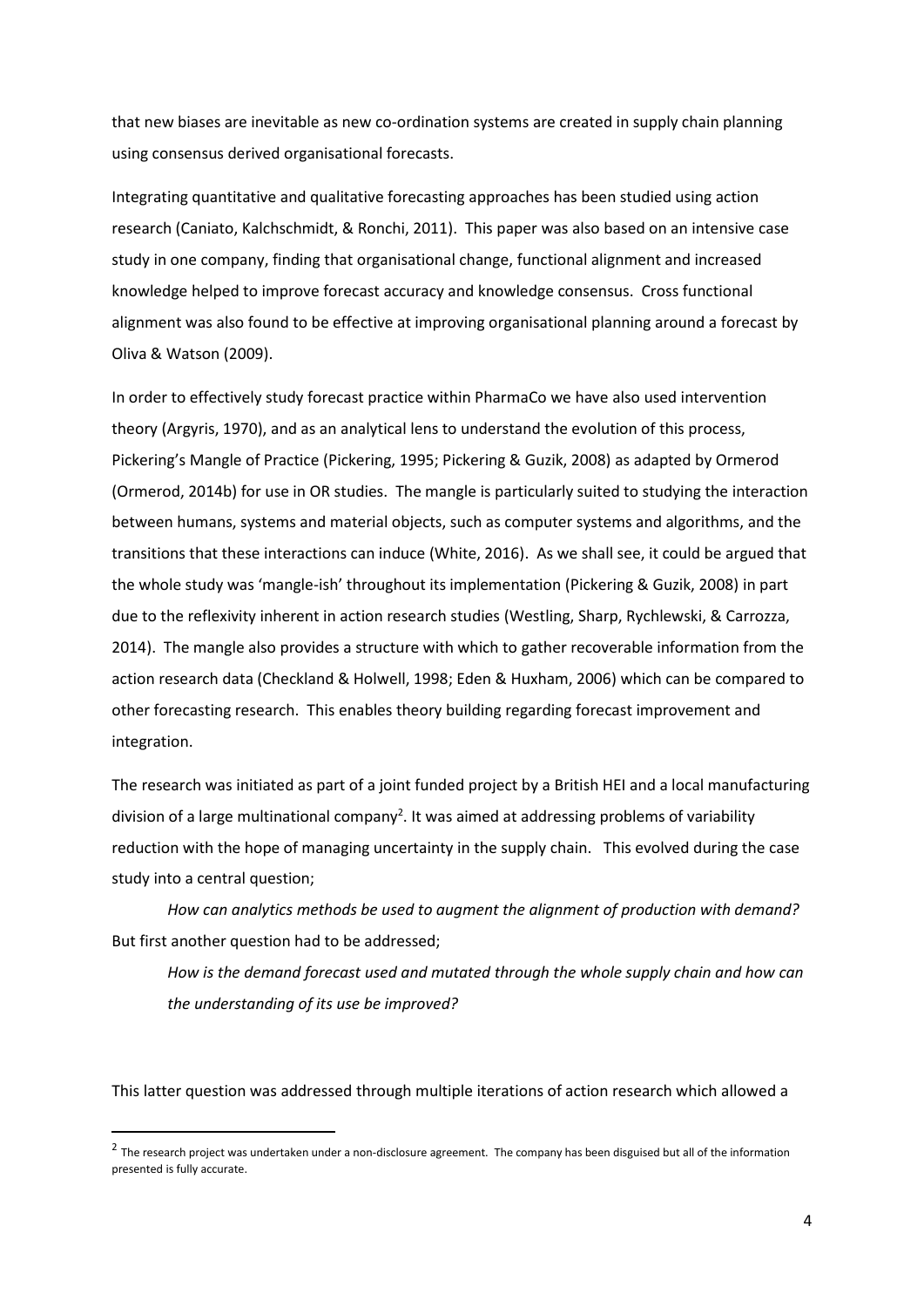that new biases are inevitable as new co-ordination systems are created in supply chain planning using consensus derived organisational forecasts.

Integrating quantitative and qualitative forecasting approaches has been studied using action research (Caniato, Kalchschmidt, & Ronchi, 2011). This paper was also based on an intensive case study in one company, finding that organisational change, functional alignment and increased knowledge helped to improve forecast accuracy and knowledge consensus. Cross functional alignment was also found to be effective at improving organisational planning around a forecast by Oliva & Watson (2009).

In order to effectively study forecast practice within PharmaCo we have also used intervention theory (Argyris, 1970), and as an analytical lens to understand the evolution of this process, Pickering's Mangle of Practice (Pickering, 1995; Pickering & Guzik, 2008) as adapted by Ormerod (Ormerod, 2014b) for use in OR studies. The mangle is particularly suited to studying the interaction between humans, systems and material objects, such as computer systems and algorithms, and the transitions that these interactions can induce (White, 2016). As we shall see, it could be argued that the whole study was 'mangle-ish' throughout its implementation (Pickering & Guzik, 2008) in part due to the reflexivity inherent in action research studies (Westling, Sharp, Rychlewski, & Carrozza, 2014). The mangle also provides a structure with which to gather recoverable information from the action research data (Checkland & Holwell, 1998; Eden & Huxham, 2006) which can be compared to other forecasting research. This enables theory building regarding forecast improvement and integration.

The research was initiated as part of a joint funded project by a British HEI and a local manufacturing division of a large multinational company[2]. It was aimed at addressing problems of variability reduction with the hope of managing uncertainty in the supply chain. This evolved during the case study into a central question;

> *How can analytics methods be used to augment the alignment of production with demand?*

But first another question had to be addressed;

> *How is the demand forecast used and mutated through the whole supply chain and how can the understanding of its use be improved?*

This latter question was addressed through multiple iterations of action research which allowed a

[2] The research project was undertaken under a non-disclosure agreement. The company has been disguised but all of the information presented is fully accurate.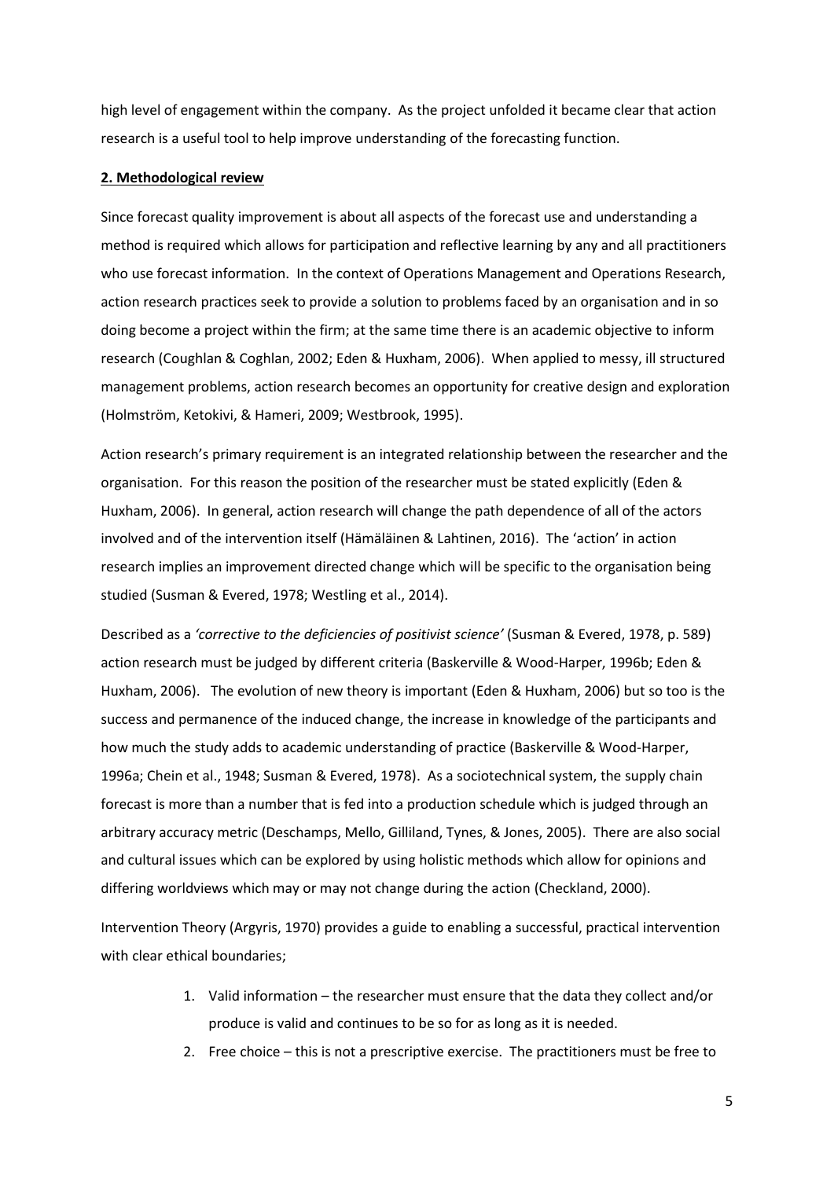high level of engagement within the company. As the project unfolded it became clear that action research is a useful tool to help improve understanding of the forecasting function.

## 2. Methodological review

Since forecast quality improvement is about all aspects of the forecast use and understanding a method is required which allows for participation and reflective learning by any and all practitioners who use forecast information. In the context of Operations Management and Operations Research, action research practices seek to provide a solution to problems faced by an organisation and in so doing become a project within the firm; at the same time there is an academic objective to inform research (Coughlan & Coghlan, 2002; Eden & Huxham, 2006). When applied to messy, ill structured management problems, action research becomes an opportunity for creative design and exploration (Holmström, Ketokivi, & Hameri, 2009; Westbrook, 1995).

Action research's primary requirement is an integrated relationship between the researcher and the organisation. For this reason the position of the researcher must be stated explicitly (Eden & Huxham, 2006). In general, action research will change the path dependence of all of the actors involved and of the intervention itself (Hämäläinen & Lahtinen, 2016). The 'action' in action research implies an improvement directed change which will be specific to the organisation being studied (Susman & Evered, 1978; Westling et al., 2014).

Described as a *'corrective to the deficiencies of positivist science'* (Susman & Evered, 1978, p. 589) action research must be judged by different criteria (Baskerville & Wood-Harper, 1996b; Eden & Huxham, 2006). The evolution of new theory is important (Eden & Huxham, 2006) but so too is the success and permanence of the induced change, the increase in knowledge of the participants and how much the study adds to academic understanding of practice (Baskerville & Wood-Harper, 1996a; Chein et al., 1948; Susman & Evered, 1978). As a sociotechnical system, the supply chain forecast is more than a number that is fed into a production schedule which is judged through an arbitrary accuracy metric (Deschamps, Mello, Gilliland, Tynes, & Jones, 2005). There are also social and cultural issues which can be explored by using holistic methods which allow for opinions and differing worldviews which may or may not change during the action (Checkland, 2000).

Intervention Theory (Argyris, 1970) provides a guide to enabling a successful, practical intervention with clear ethical boundaries;

1. Valid information – the researcher must ensure that the data they collect and/or produce is valid and continues to be so for as long as it is needed.
2. Free choice – this is not a prescriptive exercise. The practitioners must be free to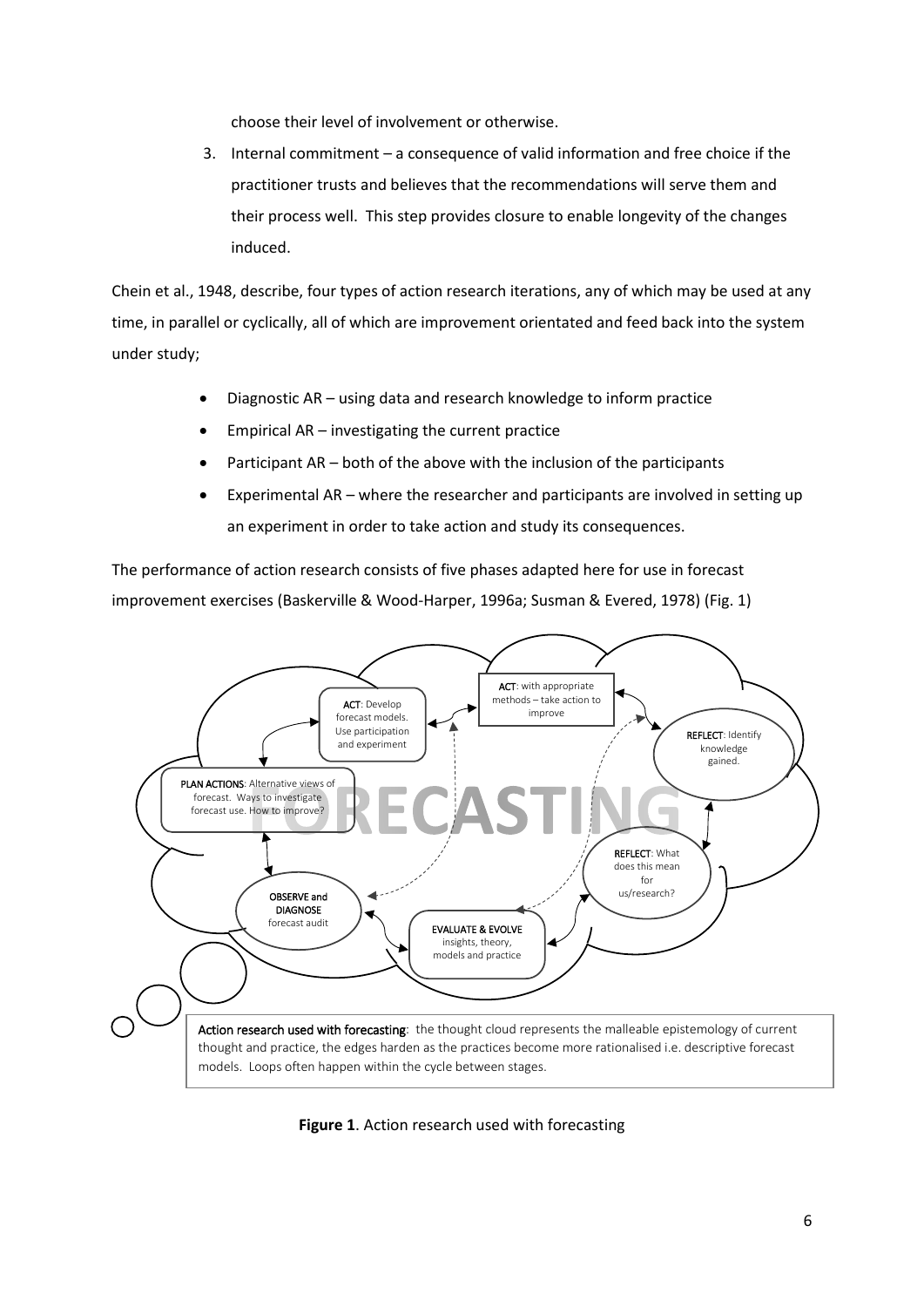choose their level of involvement or otherwise.

3. Internal commitment – a consequence of valid information and free choice if the practitioner trusts and believes that the recommendations will serve them and their process well. This step provides closure to enable longevity of the changes induced.

Chein et al., 1948, describe, four types of action research iterations, any of which may be used at any time, in parallel or cyclically, all of which are improvement orientated and feed back into the system under study;

- Diagnostic AR – using data and research knowledge to inform practice
- Empirical AR – investigating the current practice
- Participant AR – both of the above with the inclusion of the participants
- Experimental AR – where the researcher and participants are involved in setting up an experiment in order to take action and study its consequences.

The performance of action research consists of five phases adapted here for use in forecast improvement exercises (Baskerville & Wood-Harper, 1996a; Susman & Evered, 1978) (Fig. 1)

**Action research used with forecasting**: the thought cloud represents the malleable epistemology of current thought and practice, the edges harden as the practices become more rationalised i.e. descriptive forecast models. Loops often happen within the cycle between stages.

**Figure 1**. Action research used with forecasting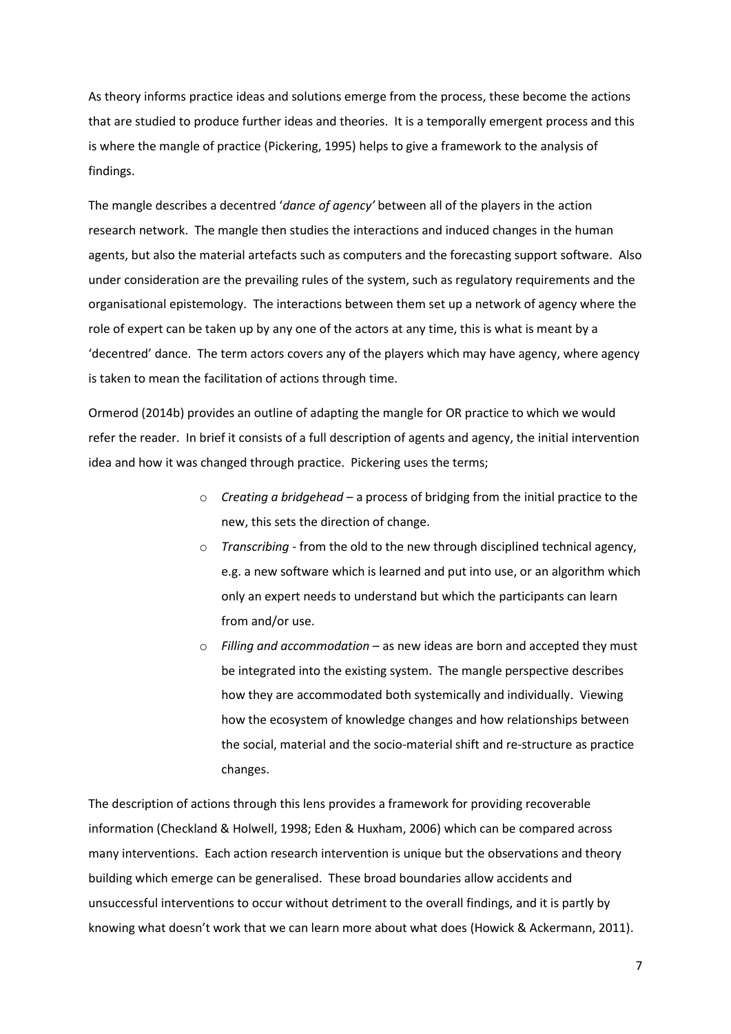As theory informs practice ideas and solutions emerge from the process, these become the actions that are studied to produce further ideas and theories. It is a temporally emergent process and this is where the mangle of practice (Pickering, 1995) helps to give a framework to the analysis of findings.

The mangle describes a decentred '*dance of agency'* between all of the players in the action research network. The mangle then studies the interactions and induced changes in the human agents, but also the material artefacts such as computers and the forecasting support software. Also under consideration are the prevailing rules of the system, such as regulatory requirements and the organisational epistemology. The interactions between them set up a network of agency where the role of expert can be taken up by any one of the actors at any time, this is what is meant by a 'decentred' dance. The term actors covers any of the players which may have agency, where agency is taken to mean the facilitation of actions through time.

Ormerod (2014b) provides an outline of adapting the mangle for OR practice to which we would refer the reader. In brief it consists of a full description of agents and agency, the initial intervention idea and how it was changed through practice. Pickering uses the terms;

- *Creating a bridgehead* – a process of bridging from the initial practice to the new, this sets the direction of change.
- *Transcribing* - from the old to the new through disciplined technical agency, e.g. a new software which is learned and put into use, or an algorithm which only an expert needs to understand but which the participants can learn from and/or use.
- *Filling and accommodation* – as new ideas are born and accepted they must be integrated into the existing system. The mangle perspective describes how they are accommodated both systemically and individually. Viewing how the ecosystem of knowledge changes and how relationships between the social, material and the socio-material shift and re-structure as practice changes.

The description of actions through this lens provides a framework for providing recoverable information (Checkland & Holwell, 1998; Eden & Huxham, 2006) which can be compared across many interventions. Each action research intervention is unique but the observations and theory building which emerge can be generalised. These broad boundaries allow accidents and unsuccessful interventions to occur without detriment to the overall findings, and it is partly by knowing what doesn't work that we can learn more about what does (Howick & Ackermann, 2011).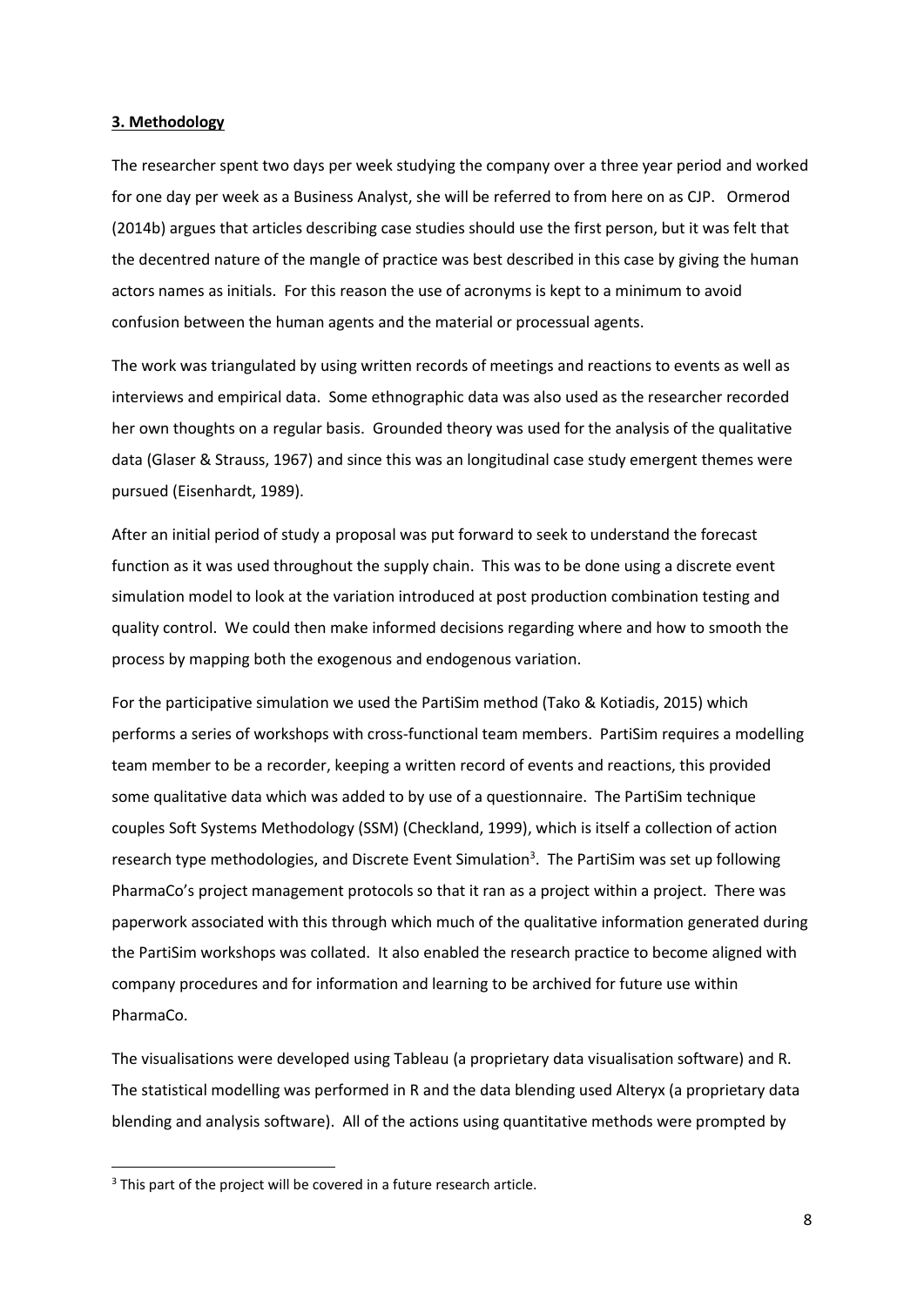**3. Methodology**

The researcher spent two days per week studying the company over a three year period and worked for one day per week as a Business Analyst, she will be referred to from here on as CJP. Ormerod (2014b) argues that articles describing case studies should use the first person, but it was felt that the decentred nature of the mangle of practice was best described in this case by giving the human actors names as initials. For this reason the use of acronyms is kept to a minimum to avoid confusion between the human agents and the material or processual agents.

The work was triangulated by using written records of meetings and reactions to events as well as interviews and empirical data. Some ethnographic data was also used as the researcher recorded her own thoughts on a regular basis. Grounded theory was used for the analysis of the qualitative data (Glaser & Strauss, 1967) and since this was an longitudinal case study emergent themes were pursued (Eisenhardt, 1989).

After an initial period of study a proposal was put forward to seek to understand the forecast function as it was used throughout the supply chain. This was to be done using a discrete event simulation model to look at the variation introduced at post production combination testing and quality control. We could then make informed decisions regarding where and how to smooth the process by mapping both the exogenous and endogenous variation.

For the participative simulation we used the PartiSim method (Tako & Kotiadis, 2015) which performs a series of workshops with cross-functional team members. PartiSim requires a modelling team member to be a recorder, keeping a written record of events and reactions, this provided some qualitative data which was added to by use of a questionnaire. The PartiSim technique couples Soft Systems Methodology (SSM) (Checkland, 1999), which is itself a collection of action research type methodologies, and Discrete Event Simulation[3]. The PartiSim was set up following PharmaCo's project management protocols so that it ran as a project within a project. There was paperwork associated with this through which much of the qualitative information generated during the PartiSim workshops was collated. It also enabled the research practice to become aligned with company procedures and for information and learning to be archived for future use within PharmaCo.

The visualisations were developed using Tableau (a proprietary data visualisation software) and R. The statistical modelling was performed in R and the data blending used Alteryx (a proprietary data blending and analysis software). All of the actions using quantitative methods were prompted by

[3] This part of the project will be covered in a future research article.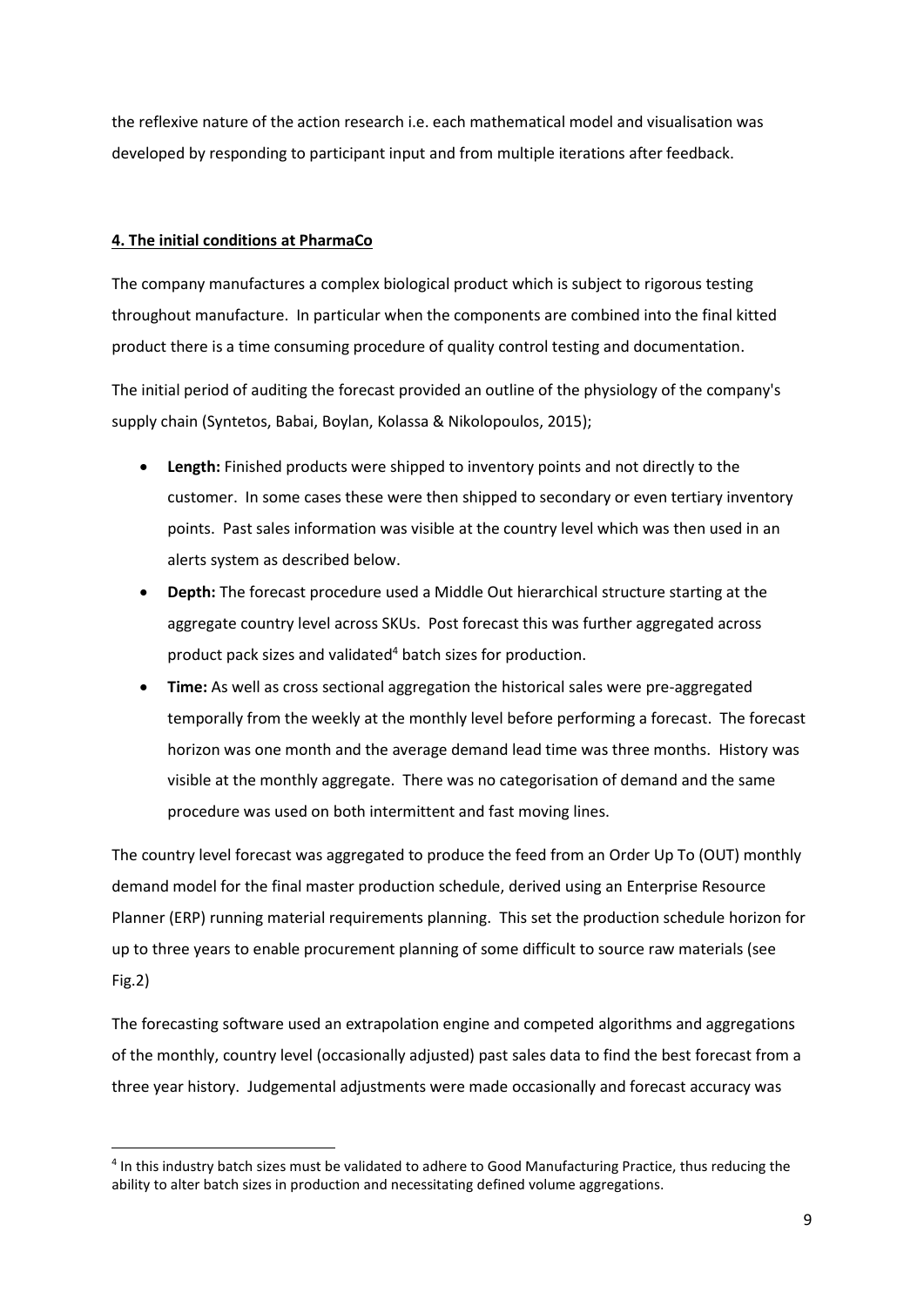the reflexive nature of the action research i.e. each mathematical model and visualisation was developed by responding to participant input and from multiple iterations after feedback.

## 4. The initial conditions at PharmaCo

The company manufactures a complex biological product which is subject to rigorous testing throughout manufacture. In particular when the components are combined into the final kitted product there is a time consuming procedure of quality control testing and documentation.

The initial period of auditing the forecast provided an outline of the physiology of the company's supply chain (Syntetos, Babai, Boylan, Kolassa & Nikolopoulos, 2015);

- **Length:** Finished products were shipped to inventory points and not directly to the customer. In some cases these were then shipped to secondary or even tertiary inventory points. Past sales information was visible at the country level which was then used in an alerts system as described below.
- **Depth:** The forecast procedure used a Middle Out hierarchical structure starting at the aggregate country level across SKUs. Post forecast this was further aggregated across product pack sizes and validated[4] batch sizes for production.
- **Time:** As well as cross sectional aggregation the historical sales were pre-aggregated temporally from the weekly at the monthly level before performing a forecast. The forecast horizon was one month and the average demand lead time was three months. History was visible at the monthly aggregate. There was no categorisation of demand and the same procedure was used on both intermittent and fast moving lines.

The country level forecast was aggregated to produce the feed from an Order Up To (OUT) monthly demand model for the final master production schedule, derived using an Enterprise Resource Planner (ERP) running material requirements planning. This set the production schedule horizon for up to three years to enable procurement planning of some difficult to source raw materials (see Fig.2)

The forecasting software used an extrapolation engine and competed algorithms and aggregations of the monthly, country level (occasionally adjusted) past sales data to find the best forecast from a three year history. Judgemental adjustments were made occasionally and forecast accuracy was

[4] In this industry batch sizes must be validated to adhere to Good Manufacturing Practice, thus reducing the ability to alter batch sizes in production and necessitating defined volume aggregations.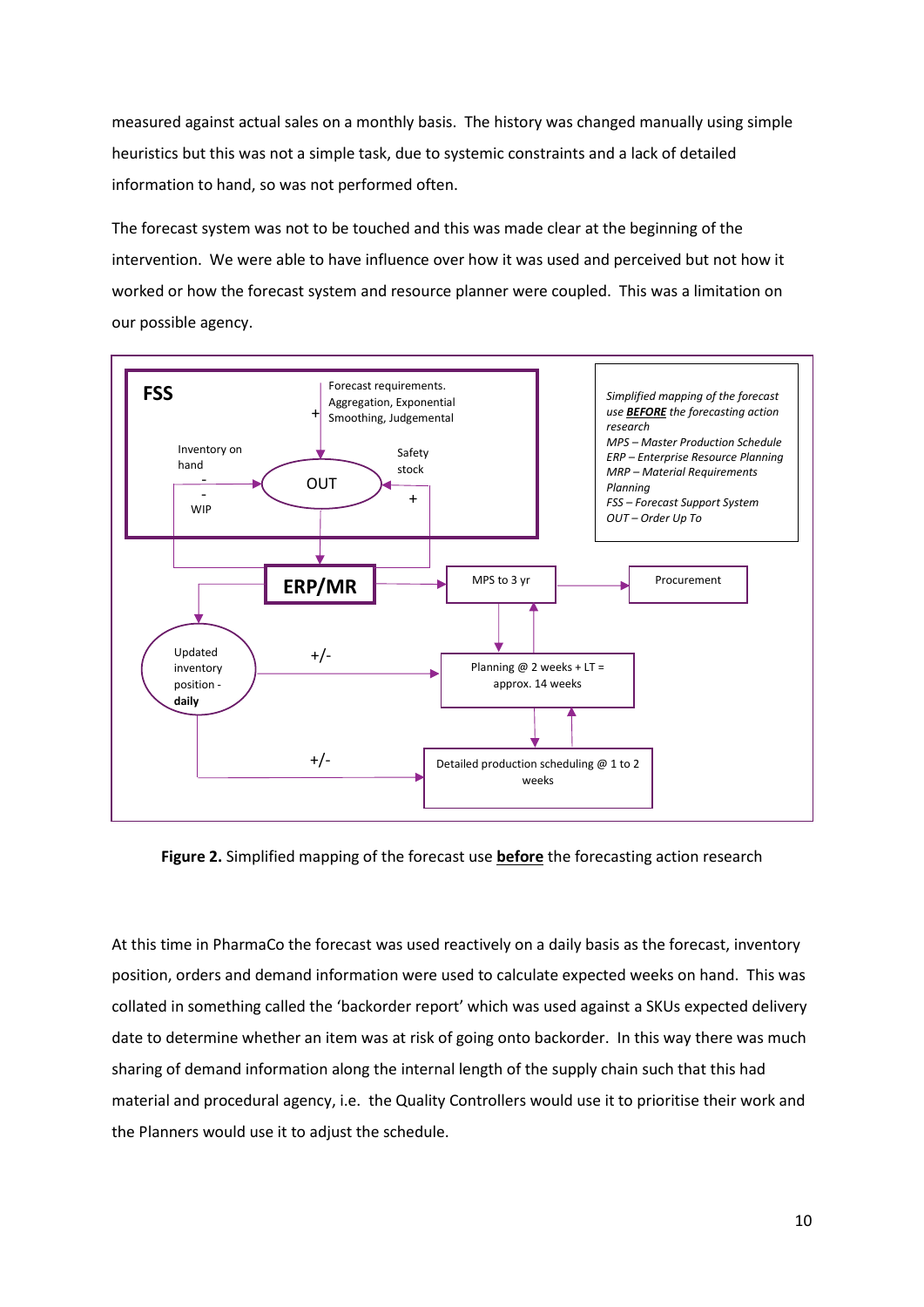measured against actual sales on a monthly basis. The history was changed manually using simple heuristics but this was not a simple task, due to systemic constraints and a lack of detailed information to hand, so was not performed often.

The forecast system was not to be touched and this was made clear at the beginning of the intervention. We were able to have influence over how it was used and perceived but not how it worked or how the forecast system and resource planner were coupled. This was a limitation on our possible agency.

FSS

Forecast requirements. Aggregation, Exponential Smoothing, Judgemental

Inventory on hand

WIP

OUT

Safety stock

ERP/MR

MPS to 3 yr

Procurement

Updated inventory position - **daily**

Planning @ 2 weeks + LT = approx. 14 weeks

Detailed production scheduling @ 1 to 2 weeks

*Simplified mapping of the forecast use* ***BEFORE*** *the forecasting action research*
*MPS – Master Production Schedule*
*ERP – Enterprise Resource Planning*
*MRP – Material Requirements Planning*
*FSS – Forecast Support System*
*OUT – Order Up To*

**Figure 2.** Simplified mapping of the forecast use **before** the forecasting action research

At this time in PharmaCo the forecast was used reactively on a daily basis as the forecast, inventory position, orders and demand information were used to calculate expected weeks on hand. This was collated in something called the 'backorder report' which was used against a SKUs expected delivery date to determine whether an item was at risk of going onto backorder. In this way there was much sharing of demand information along the internal length of the supply chain such that this had material and procedural agency, i.e. the Quality Controllers would use it to prioritise their work and the Planners would use it to adjust the schedule.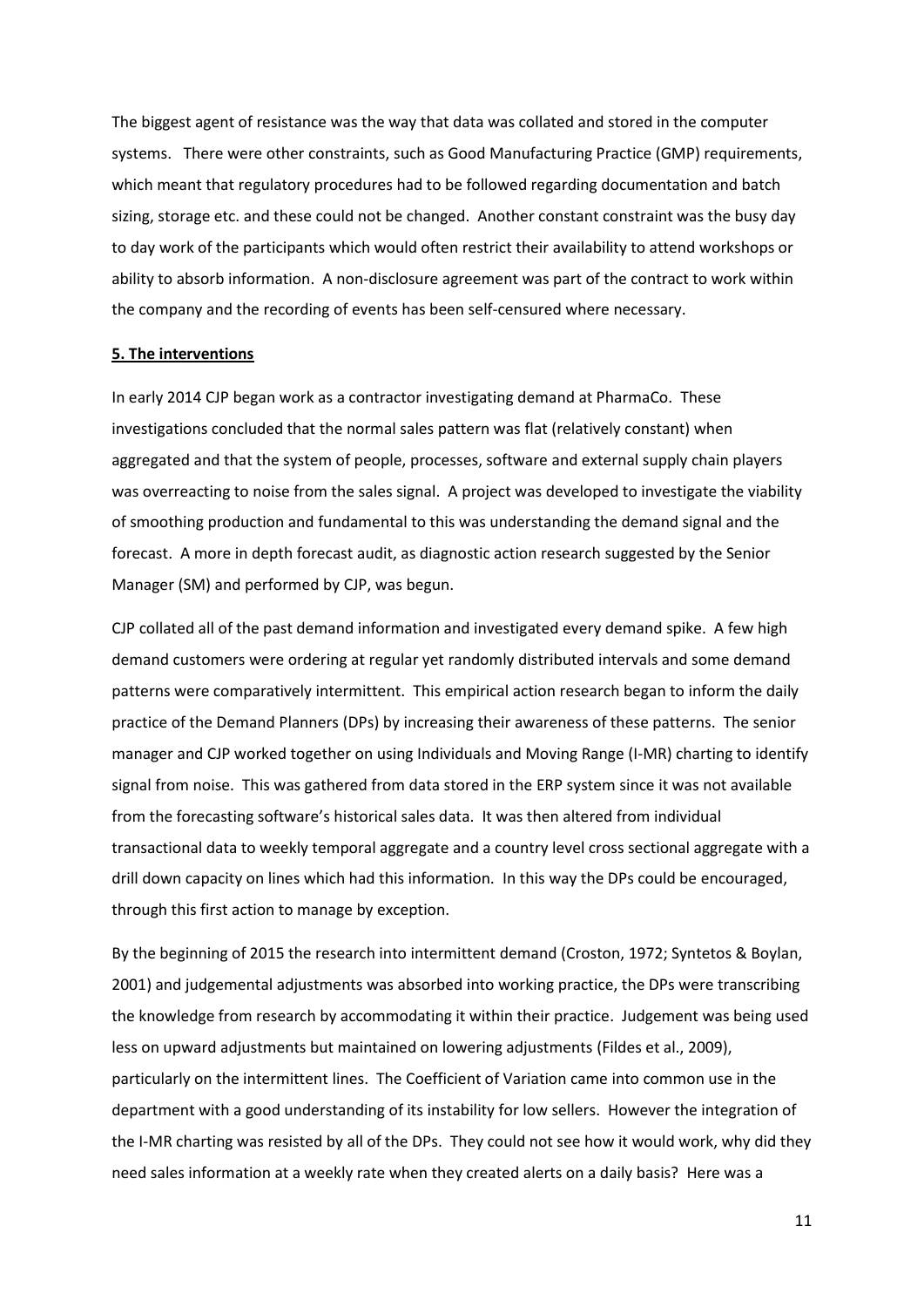The biggest agent of resistance was the way that data was collated and stored in the computer systems. There were other constraints, such as Good Manufacturing Practice (GMP) requirements, which meant that regulatory procedures had to be followed regarding documentation and batch sizing, storage etc. and these could not be changed. Another constant constraint was the busy day to day work of the participants which would often restrict their availability to attend workshops or ability to absorb information. A non-disclosure agreement was part of the contract to work within the company and the recording of events has been self-censured where necessary.

## 5. The interventions

In early 2014 CJP began work as a contractor investigating demand at PharmaCo. These investigations concluded that the normal sales pattern was flat (relatively constant) when aggregated and that the system of people, processes, software and external supply chain players was overreacting to noise from the sales signal. A project was developed to investigate the viability of smoothing production and fundamental to this was understanding the demand signal and the forecast. A more in depth forecast audit, as diagnostic action research suggested by the Senior Manager (SM) and performed by CJP, was begun.

CJP collated all of the past demand information and investigated every demand spike. A few high demand customers were ordering at regular yet randomly distributed intervals and some demand patterns were comparatively intermittent. This empirical action research began to inform the daily practice of the Demand Planners (DPs) by increasing their awareness of these patterns. The senior manager and CJP worked together on using Individuals and Moving Range (I-MR) charting to identify signal from noise. This was gathered from data stored in the ERP system since it was not available from the forecasting software's historical sales data. It was then altered from individual transactional data to weekly temporal aggregate and a country level cross sectional aggregate with a drill down capacity on lines which had this information. In this way the DPs could be encouraged, through this first action to manage by exception.

By the beginning of 2015 the research into intermittent demand (Croston, 1972; Syntetos & Boylan, 2001) and judgemental adjustments was absorbed into working practice, the DPs were transcribing the knowledge from research by accommodating it within their practice. Judgement was being used less on upward adjustments but maintained on lowering adjustments (Fildes et al., 2009), particularly on the intermittent lines. The Coefficient of Variation came into common use in the department with a good understanding of its instability for low sellers. However the integration of the I-MR charting was resisted by all of the DPs. They could not see how it would work, why did they need sales information at a weekly rate when they created alerts on a daily basis? Here was a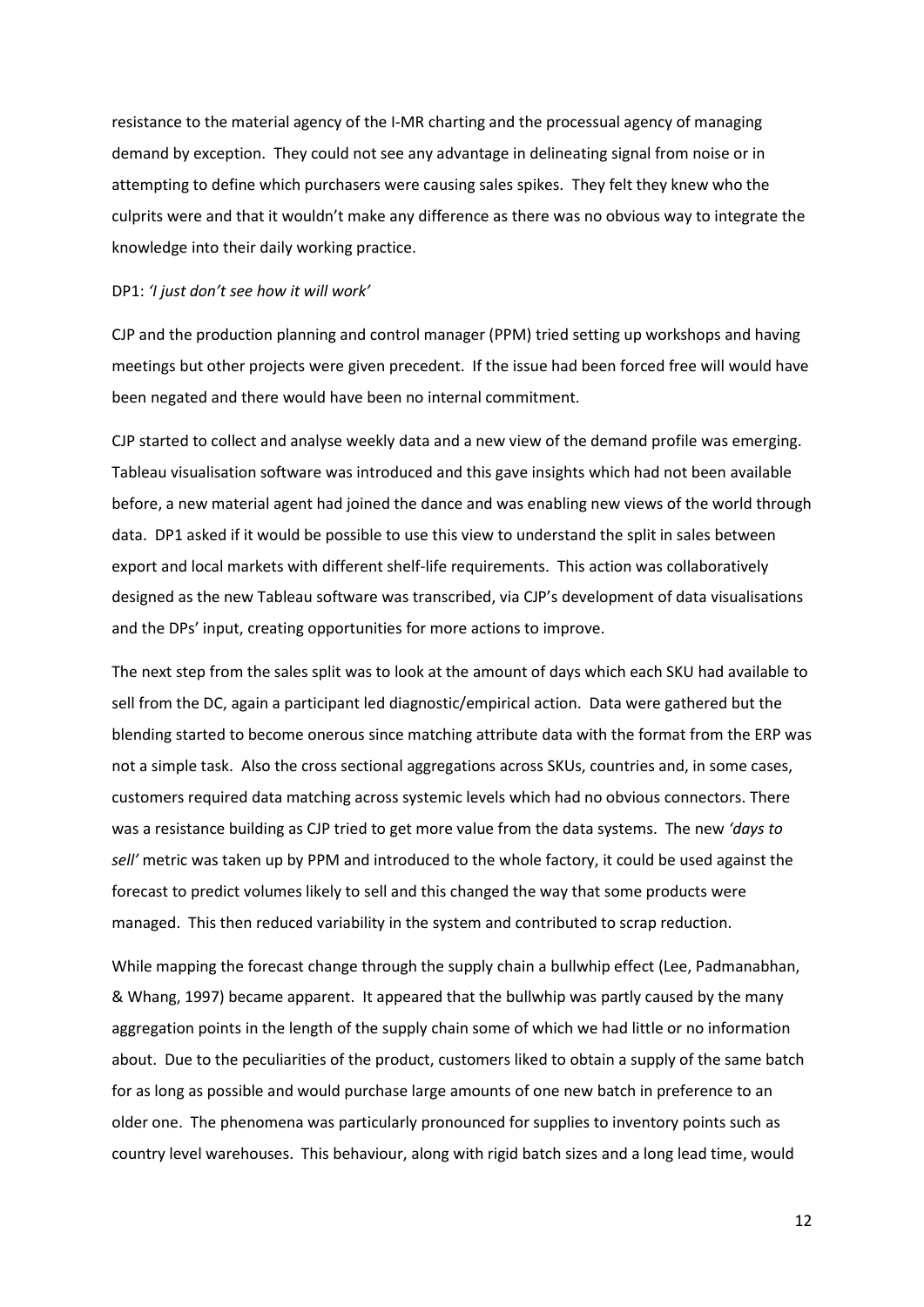resistance to the material agency of the I-MR charting and the processual agency of managing demand by exception. They could not see any advantage in delineating signal from noise or in attempting to define which purchasers were causing sales spikes. They felt they knew who the culprits were and that it wouldn't make any difference as there was no obvious way to integrate the knowledge into their daily working practice.

DP1: *'I just don't see how it will work'*

CJP and the production planning and control manager (PPM) tried setting up workshops and having meetings but other projects were given precedent. If the issue had been forced free will would have been negated and there would have been no internal commitment.

CJP started to collect and analyse weekly data and a new view of the demand profile was emerging. Tableau visualisation software was introduced and this gave insights which had not been available before, a new material agent had joined the dance and was enabling new views of the world through data. DP1 asked if it would be possible to use this view to understand the split in sales between export and local markets with different shelf-life requirements. This action was collaboratively designed as the new Tableau software was transcribed, via CJP's development of data visualisations and the DPs' input, creating opportunities for more actions to improve.

The next step from the sales split was to look at the amount of days which each SKU had available to sell from the DC, again a participant led diagnostic/empirical action. Data were gathered but the blending started to become onerous since matching attribute data with the format from the ERP was not a simple task. Also the cross sectional aggregations across SKUs, countries and, in some cases, customers required data matching across systemic levels which had no obvious connectors. There was a resistance building as CJP tried to get more value from the data systems. The new *'days to sell'* metric was taken up by PPM and introduced to the whole factory, it could be used against the forecast to predict volumes likely to sell and this changed the way that some products were managed. This then reduced variability in the system and contributed to scrap reduction.

While mapping the forecast change through the supply chain a bullwhip effect (Lee, Padmanabhan, & Whang, 1997) became apparent. It appeared that the bullwhip was partly caused by the many aggregation points in the length of the supply chain some of which we had little or no information about. Due to the peculiarities of the product, customers liked to obtain a supply of the same batch for as long as possible and would purchase large amounts of one new batch in preference to an older one. The phenomena was particularly pronounced for supplies to inventory points such as country level warehouses. This behaviour, along with rigid batch sizes and a long lead time, would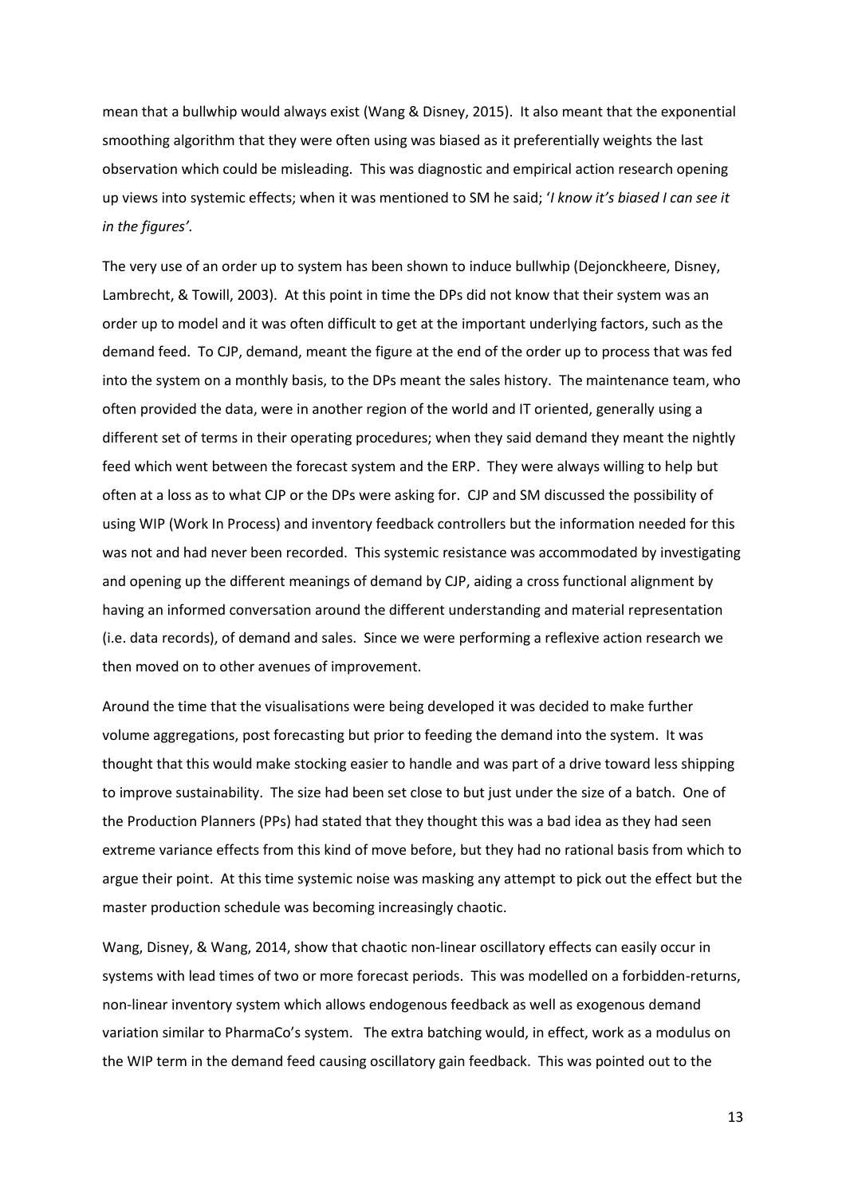mean that a bullwhip would always exist (Wang & Disney, 2015). It also meant that the exponential smoothing algorithm that they were often using was biased as it preferentially weights the last observation which could be misleading. This was diagnostic and empirical action research opening up views into systemic effects; when it was mentioned to SM he said; '*I know it's biased I can see it in the figures'*.

The very use of an order up to system has been shown to induce bullwhip (Dejonckheere, Disney, Lambrecht, & Towill, 2003). At this point in time the DPs did not know that their system was an order up to model and it was often difficult to get at the important underlying factors, such as the demand feed. To CJP, demand, meant the figure at the end of the order up to process that was fed into the system on a monthly basis, to the DPs meant the sales history. The maintenance team, who often provided the data, were in another region of the world and IT oriented, generally using a different set of terms in their operating procedures; when they said demand they meant the nightly feed which went between the forecast system and the ERP. They were always willing to help but often at a loss as to what CJP or the DPs were asking for. CJP and SM discussed the possibility of using WIP (Work In Process) and inventory feedback controllers but the information needed for this was not and had never been recorded. This systemic resistance was accommodated by investigating and opening up the different meanings of demand by CJP, aiding a cross functional alignment by having an informed conversation around the different understanding and material representation (i.e. data records), of demand and sales. Since we were performing a reflexive action research we then moved on to other avenues of improvement.

Around the time that the visualisations were being developed it was decided to make further volume aggregations, post forecasting but prior to feeding the demand into the system. It was thought that this would make stocking easier to handle and was part of a drive toward less shipping to improve sustainability. The size had been set close to but just under the size of a batch. One of the Production Planners (PPs) had stated that they thought this was a bad idea as they had seen extreme variance effects from this kind of move before, but they had no rational basis from which to argue their point. At this time systemic noise was masking any attempt to pick out the effect but the master production schedule was becoming increasingly chaotic.

Wang, Disney, & Wang, 2014, show that chaotic non-linear oscillatory effects can easily occur in systems with lead times of two or more forecast periods. This was modelled on a forbidden-returns, non-linear inventory system which allows endogenous feedback as well as exogenous demand variation similar to PharmaCo's system. The extra batching would, in effect, work as a modulus on the WIP term in the demand feed causing oscillatory gain feedback. This was pointed out to the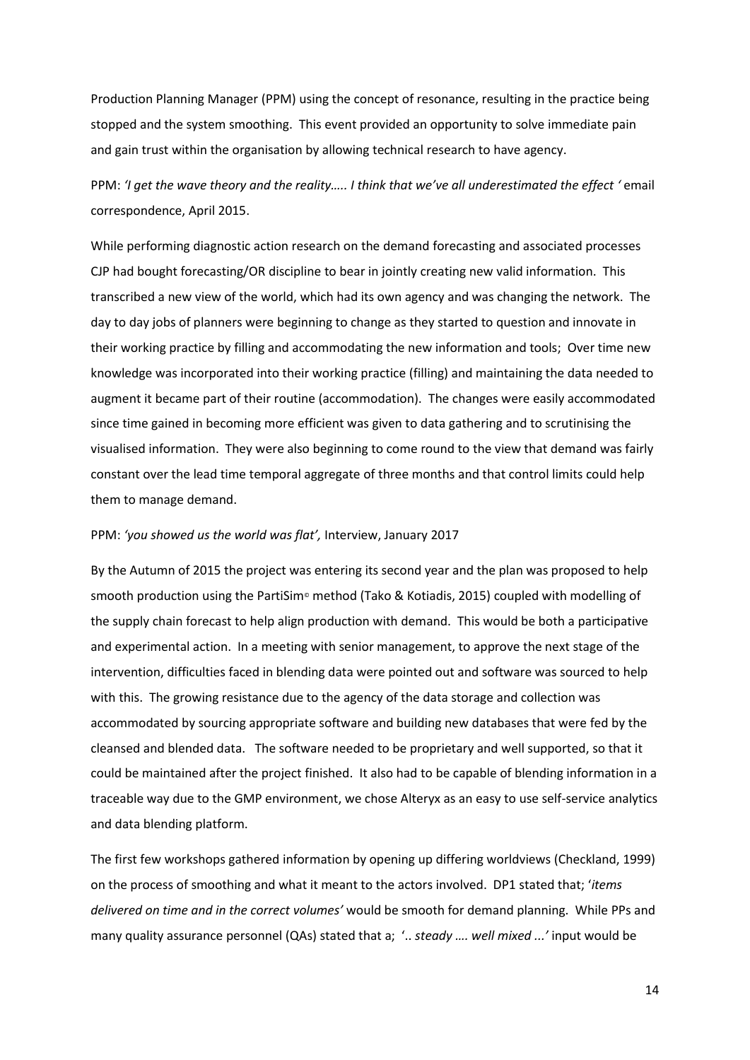Production Planning Manager (PPM) using the concept of resonance, resulting in the practice being stopped and the system smoothing. This event provided an opportunity to solve immediate pain and gain trust within the organisation by allowing technical research to have agency.

PPM: *'I get the wave theory and the reality….. I think that we've all underestimated the effect '* email correspondence, April 2015.

While performing diagnostic action research on the demand forecasting and associated processes CJP had bought forecasting/OR discipline to bear in jointly creating new valid information. This transcribed a new view of the world, which had its own agency and was changing the network. The day to day jobs of planners were beginning to change as they started to question and innovate in their working practice by filling and accommodating the new information and tools; Over time new knowledge was incorporated into their working practice (filling) and maintaining the data needed to augment it became part of their routine (accommodation). The changes were easily accommodated since time gained in becoming more efficient was given to data gathering and to scrutinising the visualised information. They were also beginning to come round to the view that demand was fairly constant over the lead time temporal aggregate of three months and that control limits could help them to manage demand.

PPM: *'you showed us the world was flat',* Interview, January 2017

By the Autumn of 2015 the project was entering its second year and the plan was proposed to help smooth production using the PartiSim© method (Tako & Kotiadis, 2015) coupled with modelling of the supply chain forecast to help align production with demand. This would be both a participative and experimental action. In a meeting with senior management, to approve the next stage of the intervention, difficulties faced in blending data were pointed out and software was sourced to help with this. The growing resistance due to the agency of the data storage and collection was accommodated by sourcing appropriate software and building new databases that were fed by the cleansed and blended data. The software needed to be proprietary and well supported, so that it could be maintained after the project finished. It also had to be capable of blending information in a traceable way due to the GMP environment, we chose Alteryx as an easy to use self-service analytics and data blending platform.

The first few workshops gathered information by opening up differing worldviews (Checkland, 1999) on the process of smoothing and what it meant to the actors involved. DP1 stated that; '*items delivered on time and in the correct volumes'* would be smooth for demand planning. While PPs and many quality assurance personnel (QAs) stated that a; '*.. steady …. well mixed ...'* input would be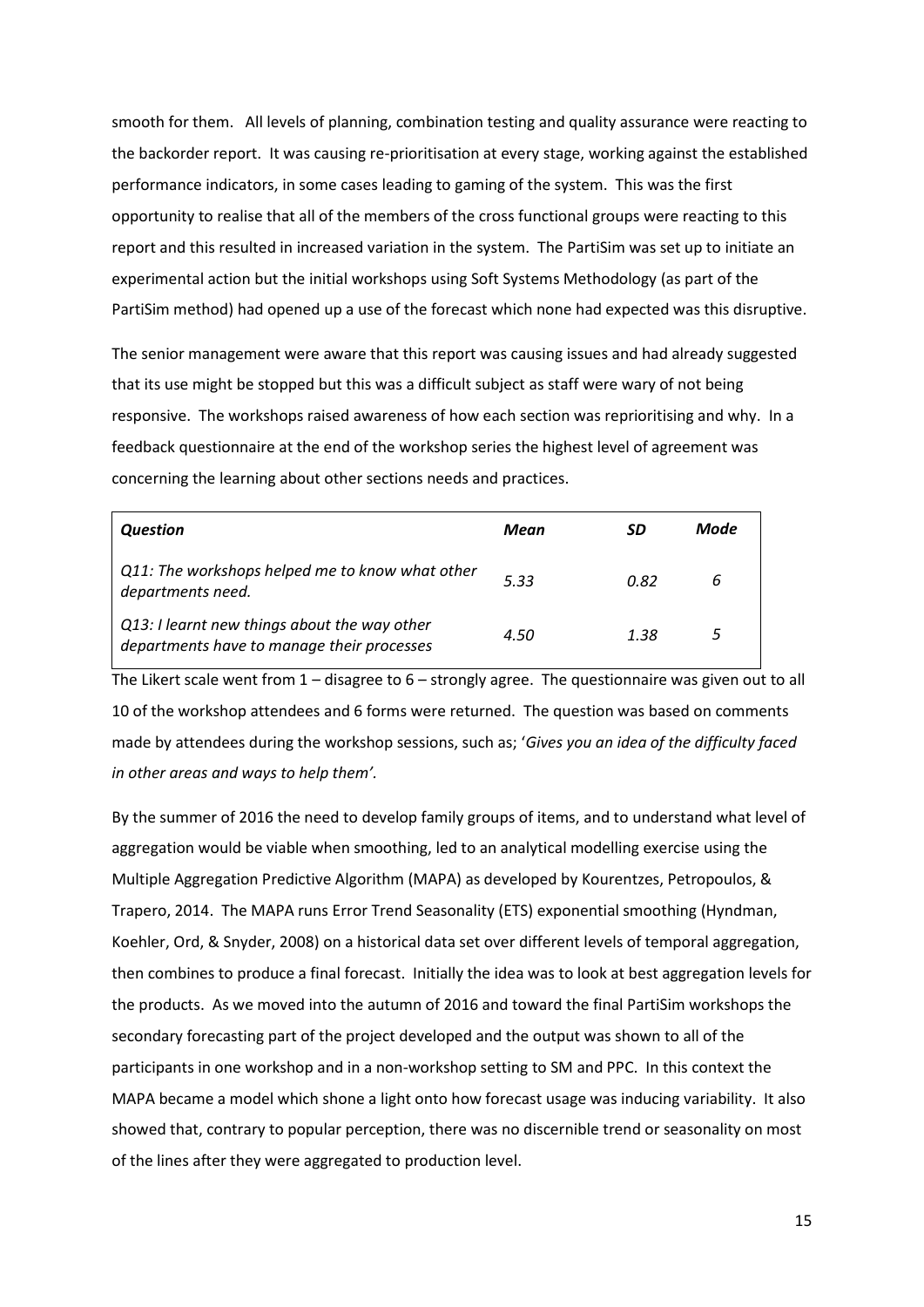smooth for them. All levels of planning, combination testing and quality assurance were reacting to the backorder report. It was causing re-prioritisation at every stage, working against the established performance indicators, in some cases leading to gaming of the system. This was the first opportunity to realise that all of the members of the cross functional groups were reacting to this report and this resulted in increased variation in the system. The PartiSim was set up to initiate an experimental action but the initial workshops using Soft Systems Methodology (as part of the PartiSim method) had opened up a use of the forecast which none had expected was this disruptive.

The senior management were aware that this report was causing issues and had already suggested that its use might be stopped but this was a difficult subject as staff were wary of not being responsive. The workshops raised awareness of how each section was reprioritising and why. In a feedback questionnaire at the end of the workshop series the highest level of agreement was concerning the learning about other sections needs and practices.

| *Question* | *Mean* | *SD* | *Mode* |
| --- | --- | --- | --- |
| *Q11: The workshops helped me to know what other departments need.* | *5.33* | *0.82* | *6* |
| *Q13: I learnt new things about the way other departments have to manage their processes* | *4.50* | *1.38* | *5* |

The Likert scale went from 1 – disagree to 6 – strongly agree. The questionnaire was given out to all 10 of the workshop attendees and 6 forms were returned. The question was based on comments made by attendees during the workshop sessions, such as; '*Gives you an idea of the difficulty faced in other areas and ways to help them'*.

By the summer of 2016 the need to develop family groups of items, and to understand what level of aggregation would be viable when smoothing, led to an analytical modelling exercise using the Multiple Aggregation Predictive Algorithm (MAPA) as developed by Kourentzes, Petropoulos, & Trapero, 2014. The MAPA runs Error Trend Seasonality (ETS) exponential smoothing (Hyndman, Koehler, Ord, & Snyder, 2008) on a historical data set over different levels of temporal aggregation, then combines to produce a final forecast. Initially the idea was to look at best aggregation levels for the products. As we moved into the autumn of 2016 and toward the final PartiSim workshops the secondary forecasting part of the project developed and the output was shown to all of the participants in one workshop and in a non-workshop setting to SM and PPC. In this context the MAPA became a model which shone a light onto how forecast usage was inducing variability. It also showed that, contrary to popular perception, there was no discernible trend or seasonality on most of the lines after they were aggregated to production level.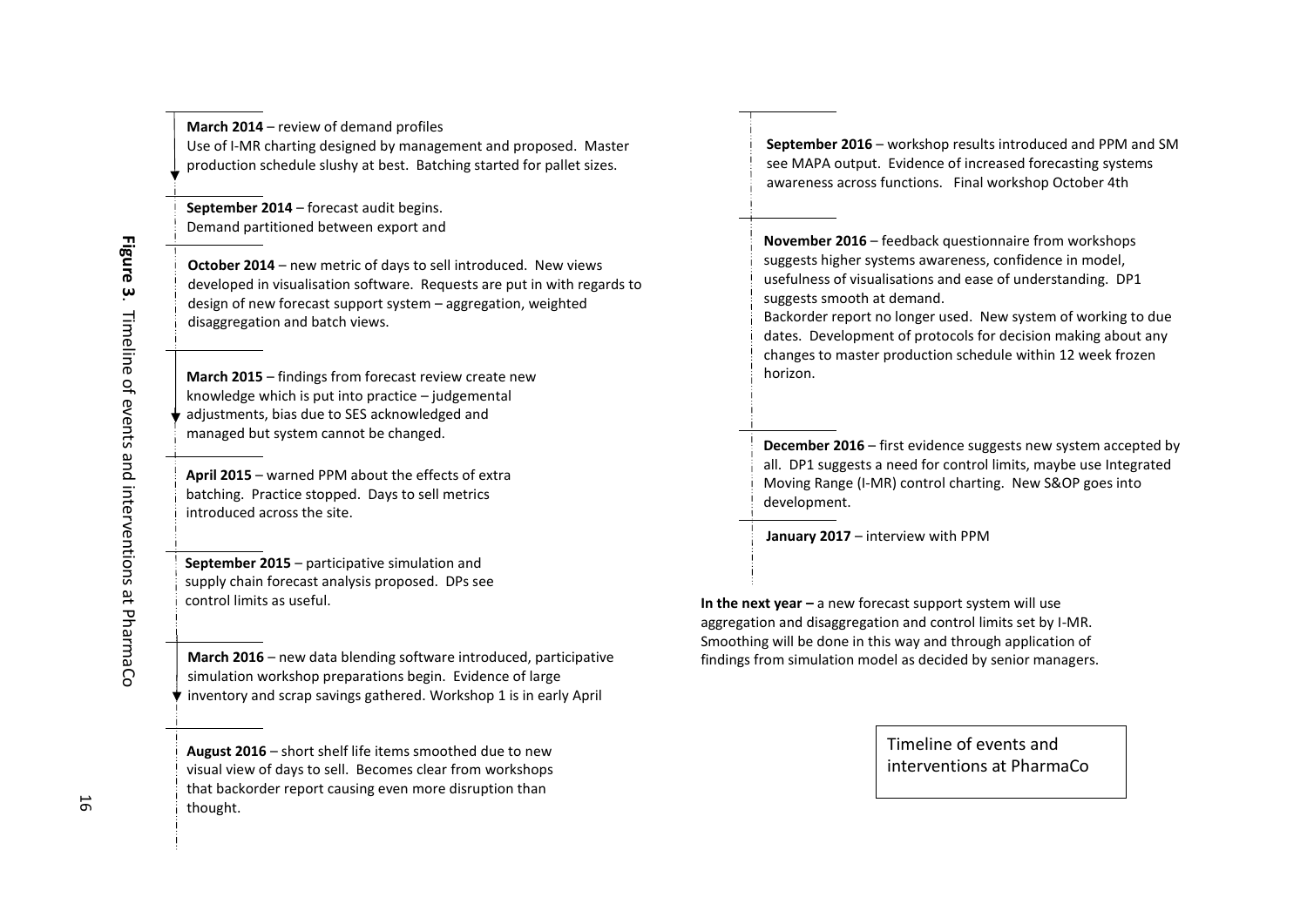**Figure 3.** Timeline of events and interventions at PharmaCo

**March 2014** – review of demand profiles
Use of I-MR charting designed by management and proposed. Master production schedule slushy at best. Batching started for pallet sizes.

**September 2014** – forecast audit begins.
Demand partitioned between export and

**October 2014** – new metric of days to sell introduced. New views developed in visualisation software. Requests are put in with regards to design of new forecast support system – aggregation, weighted disaggregation and batch views.

**March 2015** – findings from forecast review create new knowledge which is put into practice – judgemental adjustments, bias due to SES acknowledged and managed but system cannot be changed.

**April 2015** – warned PPM about the effects of extra batching. Practice stopped. Days to sell metrics introduced across the site.

**September 2015** – participative simulation and supply chain forecast analysis proposed. DPs see control limits as useful.

**March 2016** – new data blending software introduced, participative simulation workshop preparations begin. Evidence of large inventory and scrap savings gathered. Workshop 1 is in early April

**August 2016** – short shelf life items smoothed due to new visual view of days to sell. Becomes clear from workshops that backorder report causing even more disruption than thought.

**September 2016** – workshop results introduced and PPM and SM see MAPA output. Evidence of increased forecasting systems awareness across functions. Final workshop October 4th

**November 2016** – feedback questionnaire from workshops suggests higher systems awareness, confidence in model, usefulness of visualisations and ease of understanding. DP1 suggests smooth at demand.
Backorder report no longer used. New system of working to due dates. Development of protocols for decision making about any changes to master production schedule within 12 week frozen horizon.

**December 2016** – first evidence suggests new system accepted by all. DP1 suggests a need for control limits, maybe use Integrated Moving Range (I-MR) control charting. New S&OP goes into development.

**January 2017** – interview with PPM

**In the next year –** a new forecast support system will use aggregation and disaggregation and control limits set by I-MR. Smoothing will be done in this way and through application of findings from simulation model as decided by senior managers.

Timeline of events and interventions at PharmaCo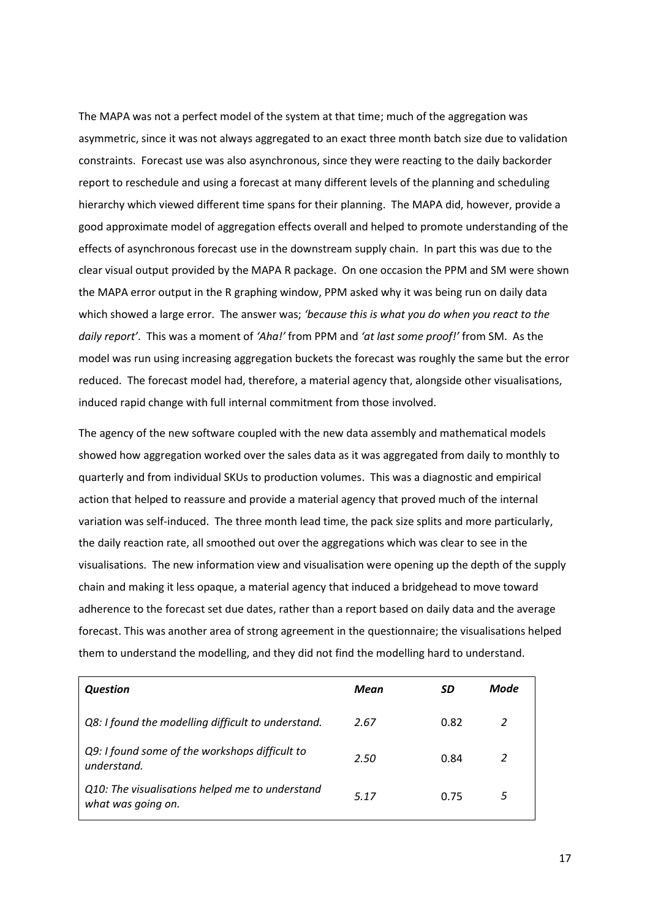The MAPA was not a perfect model of the system at that time; much of the aggregation was asymmetric, since it was not always aggregated to an exact three month batch size due to validation constraints. Forecast use was also asynchronous, since they were reacting to the daily backorder report to reschedule and using a forecast at many different levels of the planning and scheduling hierarchy which viewed different time spans for their planning. The MAPA did, however, provide a good approximate model of aggregation effects overall and helped to promote understanding of the effects of asynchronous forecast use in the downstream supply chain. In part this was due to the clear visual output provided by the MAPA R package. On one occasion the PPM and SM were shown the MAPA error output in the R graphing window, PPM asked why it was being run on daily data which showed a large error. The answer was; *'because this is what you do when you react to the daily report'*. This was a moment of *'Aha!'* from PPM and *'at last some proof!'* from SM. As the model was run using increasing aggregation buckets the forecast was roughly the same but the error reduced. The forecast model had, therefore, a material agency that, alongside other visualisations, induced rapid change with full internal commitment from those involved.

The agency of the new software coupled with the new data assembly and mathematical models showed how aggregation worked over the sales data as it was aggregated from daily to monthly to quarterly and from individual SKUs to production volumes. This was a diagnostic and empirical action that helped to reassure and provide a material agency that proved much of the internal variation was self-induced. The three month lead time, the pack size splits and more particularly, the daily reaction rate, all smoothed out over the aggregations which was clear to see in the visualisations. The new information view and visualisation were opening up the depth of the supply chain and making it less opaque, a material agency that induced a bridgehead to move toward adherence to the forecast set due dates, rather than a report based on daily data and the average forecast. This was another area of strong agreement in the questionnaire; the visualisations helped them to understand the modelling, and they did not find the modelling hard to understand.

| *Question* | *Mean* | *SD* | *Mode* |
|---|---|---|---|
| *Q8: I found the modelling difficult to understand.* | *2.67* | 0.82 | *2* |
| *Q9: I found some of the workshops difficult to understand.* | *2.50* | 0.84 | *2* |
| *Q10: The visualisations helped me to understand what was going on.* | *5.17* | 0.75 | *5* |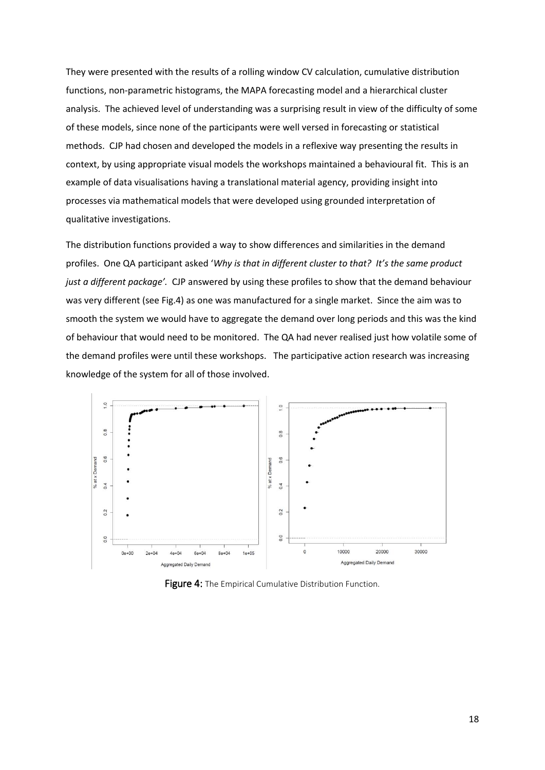They were presented with the results of a rolling window CV calculation, cumulative distribution functions, non-parametric histograms, the MAPA forecasting model and a hierarchical cluster analysis. The achieved level of understanding was a surprising result in view of the difficulty of some of these models, since none of the participants were well versed in forecasting or statistical methods. CJP had chosen and developed the models in a reflexive way presenting the results in context, by using appropriate visual models the workshops maintained a behavioural fit. This is an example of data visualisations having a translational material agency, providing insight into processes via mathematical models that were developed using grounded interpretation of qualitative investigations.

The distribution functions provided a way to show differences and similarities in the demand profiles. One QA participant asked '*Why is that in different cluster to that? It's the same product just a different package'*. CJP answered by using these profiles to show that the demand behaviour was very different (see Fig.4) as one was manufactured for a single market. Since the aim was to smooth the system we would have to aggregate the demand over long periods and this was the kind of behaviour that would need to be monitored. The QA had never realised just how volatile some of the demand profiles were until these workshops. The participative action research was increasing knowledge of the system for all of those involved.

**Figure 4:** The Empirical Cumulative Distribution Function.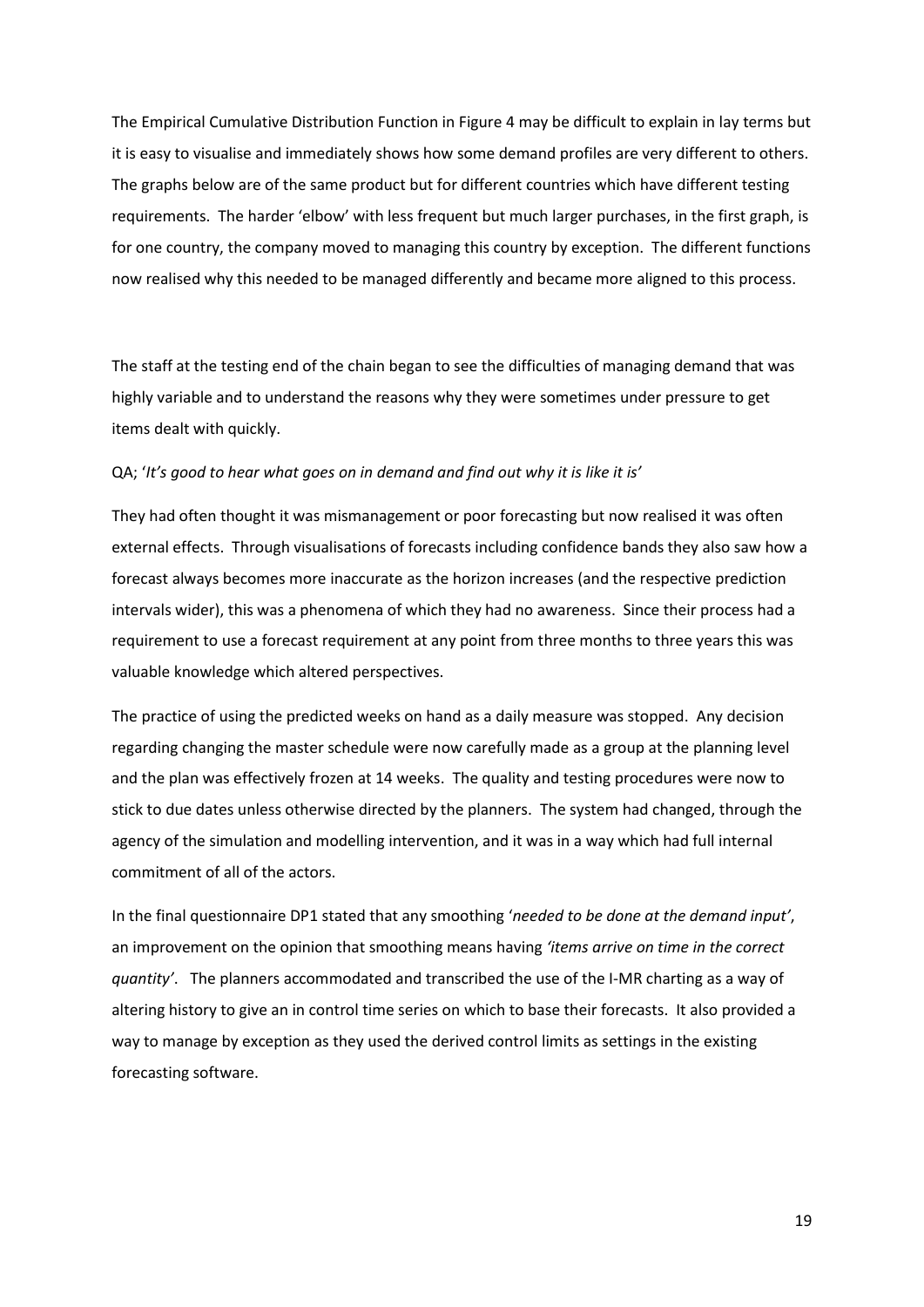The Empirical Cumulative Distribution Function in Figure 4 may be difficult to explain in lay terms but it is easy to visualise and immediately shows how some demand profiles are very different to others. The graphs below are of the same product but for different countries which have different testing requirements. The harder 'elbow' with less frequent but much larger purchases, in the first graph, is for one country, the company moved to managing this country by exception. The different functions now realised why this needed to be managed differently and became more aligned to this process.

The staff at the testing end of the chain began to see the difficulties of managing demand that was highly variable and to understand the reasons why they were sometimes under pressure to get items dealt with quickly.

QA; '*It's good to hear what goes on in demand and find out why it is like it is'*

They had often thought it was mismanagement or poor forecasting but now realised it was often external effects. Through visualisations of forecasts including confidence bands they also saw how a forecast always becomes more inaccurate as the horizon increases (and the respective prediction intervals wider), this was a phenomena of which they had no awareness. Since their process had a requirement to use a forecast requirement at any point from three months to three years this was valuable knowledge which altered perspectives.

The practice of using the predicted weeks on hand as a daily measure was stopped. Any decision regarding changing the master schedule were now carefully made as a group at the planning level and the plan was effectively frozen at 14 weeks. The quality and testing procedures were now to stick to due dates unless otherwise directed by the planners. The system had changed, through the agency of the simulation and modelling intervention, and it was in a way which had full internal commitment of all of the actors.

In the final questionnaire DP1 stated that any smoothing '*needed to be done at the demand input'*, an improvement on the opinion that smoothing means having *'items arrive on time in the correct quantity'*. The planners accommodated and transcribed the use of the I-MR charting as a way of altering history to give an in control time series on which to base their forecasts. It also provided a way to manage by exception as they used the derived control limits as settings in the existing forecasting software.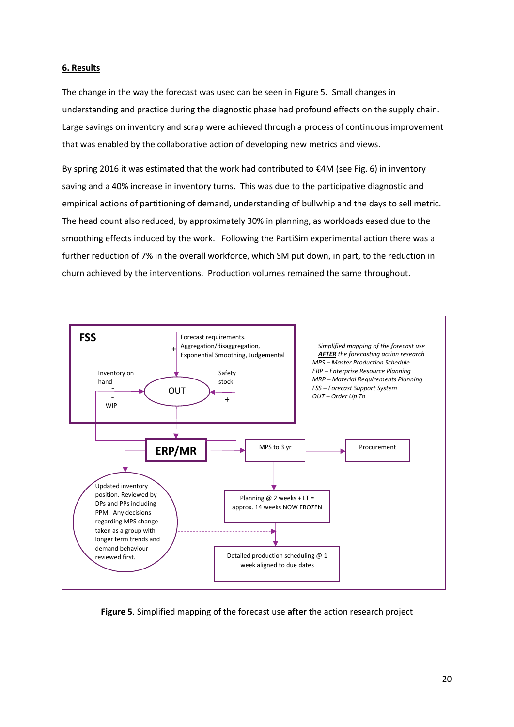## 6. Results

The change in the way the forecast was used can be seen in Figure 5. Small changes in understanding and practice during the diagnostic phase had profound effects on the supply chain. Large savings on inventory and scrap were achieved through a process of continuous improvement that was enabled by the collaborative action of developing new metrics and views.

By spring 2016 it was estimated that the work had contributed to €4M (see Fig. 6) in inventory saving and a 40% increase in inventory turns. This was due to the participative diagnostic and empirical actions of partitioning of demand, understanding of bullwhip and the days to sell metric. The head count also reduced, by approximately 30% in planning, as workloads eased due to the smoothing effects induced by the work. Following the PartiSim experimental action there was a further reduction of 7% in the overall workforce, which SM put down, in part, to the reduction in churn achieved by the interventions. Production volumes remained the same throughout.

**FSS**

Forecast requirements. Aggregation/disaggregation, Exponential Smoothing, Judgemental (+)

Inventory on hand (-)

WIP (-)

Safety stock (+)

OUT

**ERP/MR**

MPS to 3 yr

Procurement

Planning @ 2 weeks + LT = approx. 14 weeks NOW FROZEN

Detailed production scheduling @ 1 week aligned to due dates

Updated inventory position. Reviewed by DPs and PPs including PPM. Any decisions regarding MPS change taken as a group with longer term trends and demand behaviour reviewed first.

*Simplified mapping of the forecast use* ***AFTER*** *the forecasting action research*
*MPS – Master Production Schedule*
*ERP – Enterprise Resource Planning*
*MRP – Material Requirements Planning*
*FSS – Forecast Support System*
*OUT – Order Up To*

**Figure 5**. Simplified mapping of the forecast use **after** the action research project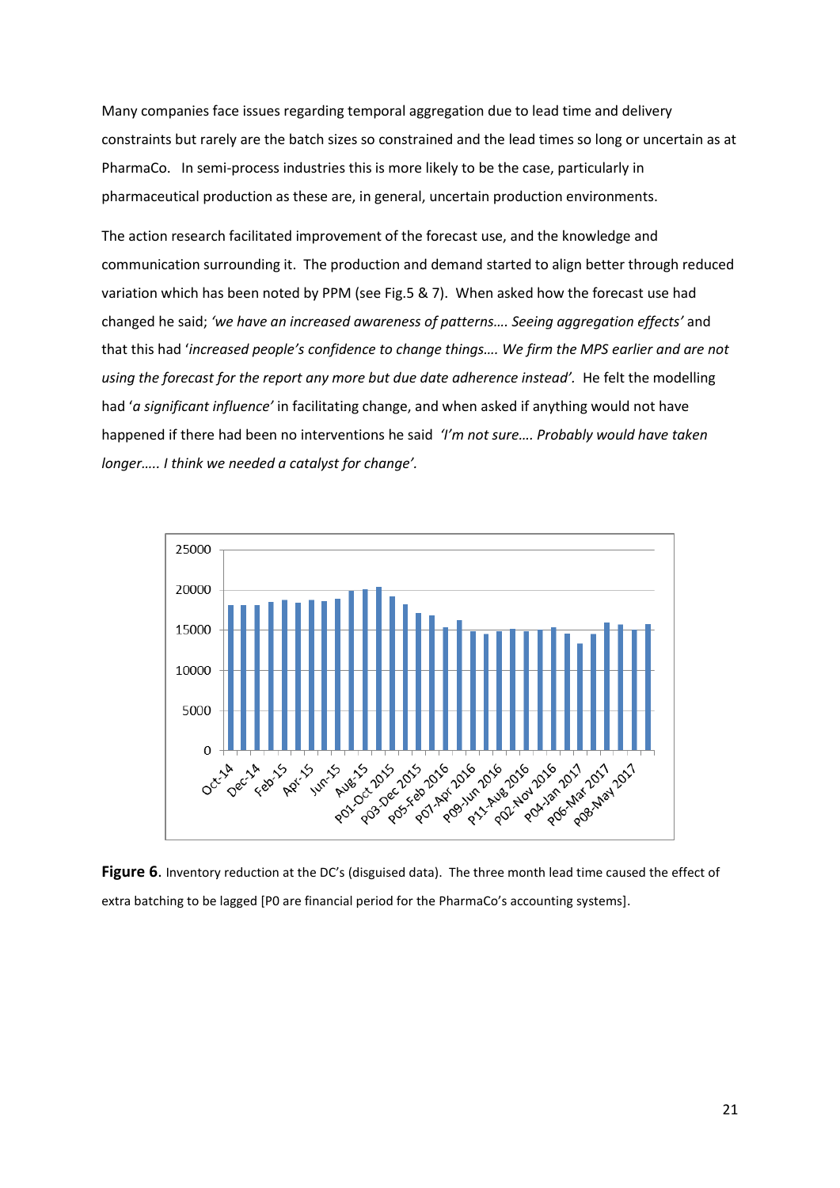Many companies face issues regarding temporal aggregation due to lead time and delivery constraints but rarely are the batch sizes so constrained and the lead times so long or uncertain as at PharmaCo. In semi-process industries this is more likely to be the case, particularly in pharmaceutical production as these are, in general, uncertain production environments.

The action research facilitated improvement of the forecast use, and the knowledge and communication surrounding it. The production and demand started to align better through reduced variation which has been noted by PPM (see Fig.5 & 7). When asked how the forecast use had changed he said; *'we have an increased awareness of patterns…. Seeing aggregation effects'* and that this had '*increased people's confidence to change things…. We firm the MPS earlier and are not using the forecast for the report any more but due date adherence instead'.* He felt the modelling had '*a significant influence'* in facilitating change, and when asked if anything would not have happened if there had been no interventions he said *'I'm not sure…. Probably would have taken longer….. I think we needed a catalyst for change'.*

**Figure 6**. Inventory reduction at the DC's (disguised data). The three month lead time caused the effect of extra batching to be lagged [P0 are financial period for the PharmaCo's accounting systems].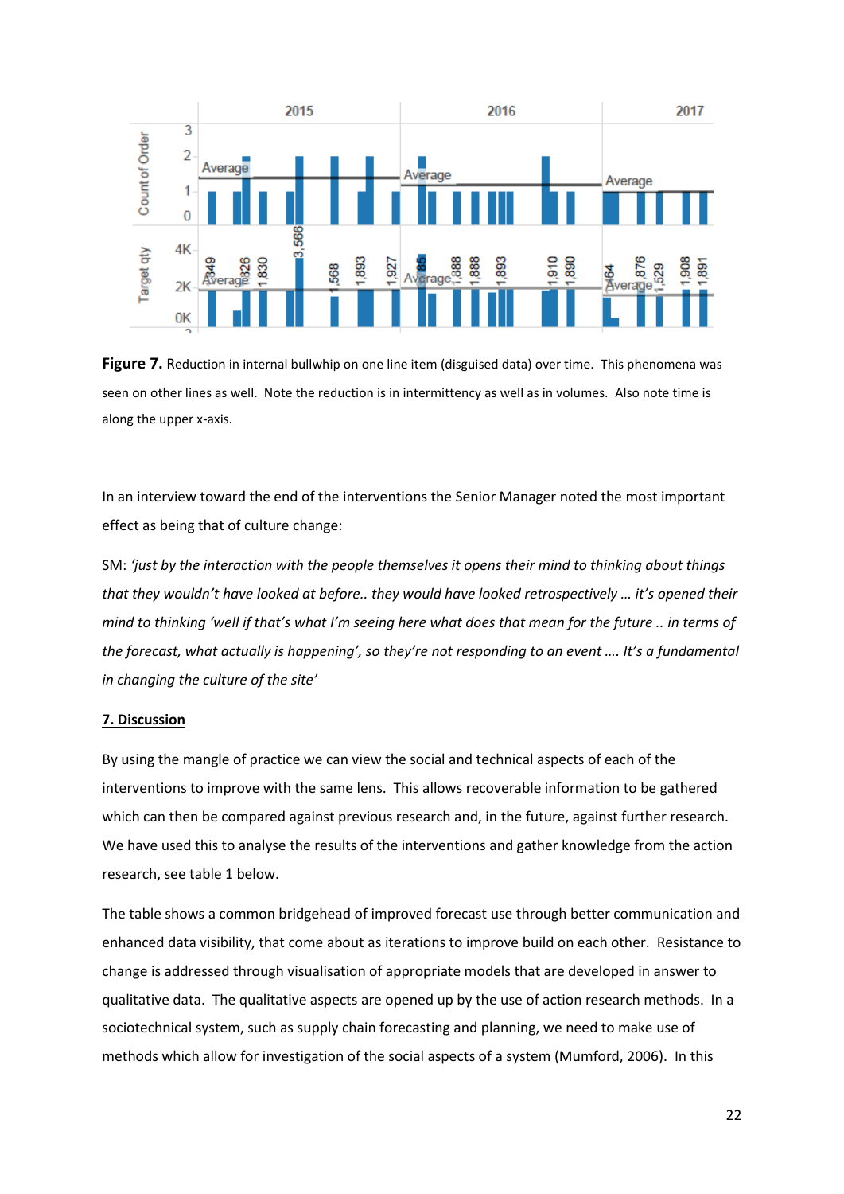**Figure 7.** Reduction in internal bullwhip on one line item (disguised data) over time. This phenomena was seen on other lines as well. Note the reduction is in intermittency as well as in volumes. Also note time is along the upper x-axis.

In an interview toward the end of the interventions the Senior Manager noted the most important effect as being that of culture change:

SM: *'just by the interaction with the people themselves it opens their mind to thinking about things that they wouldn't have looked at before.. they would have looked retrospectively … it's opened their mind to thinking 'well if that's what I'm seeing here what does that mean for the future .. in terms of the forecast, what actually is happening', so they're not responding to an event …. It's a fundamental in changing the culture of the site'*

## 7. Discussion

By using the mangle of practice we can view the social and technical aspects of each of the interventions to improve with the same lens. This allows recoverable information to be gathered which can then be compared against previous research and, in the future, against further research. We have used this to analyse the results of the interventions and gather knowledge from the action research, see table 1 below.

The table shows a common bridgehead of improved forecast use through better communication and enhanced data visibility, that come about as iterations to improve build on each other. Resistance to change is addressed through visualisation of appropriate models that are developed in answer to qualitative data. The qualitative aspects are opened up by the use of action research methods. In a sociotechnical system, such as supply chain forecasting and planning, we need to make use of methods which allow for investigation of the social aspects of a system (Mumford, 2006). In this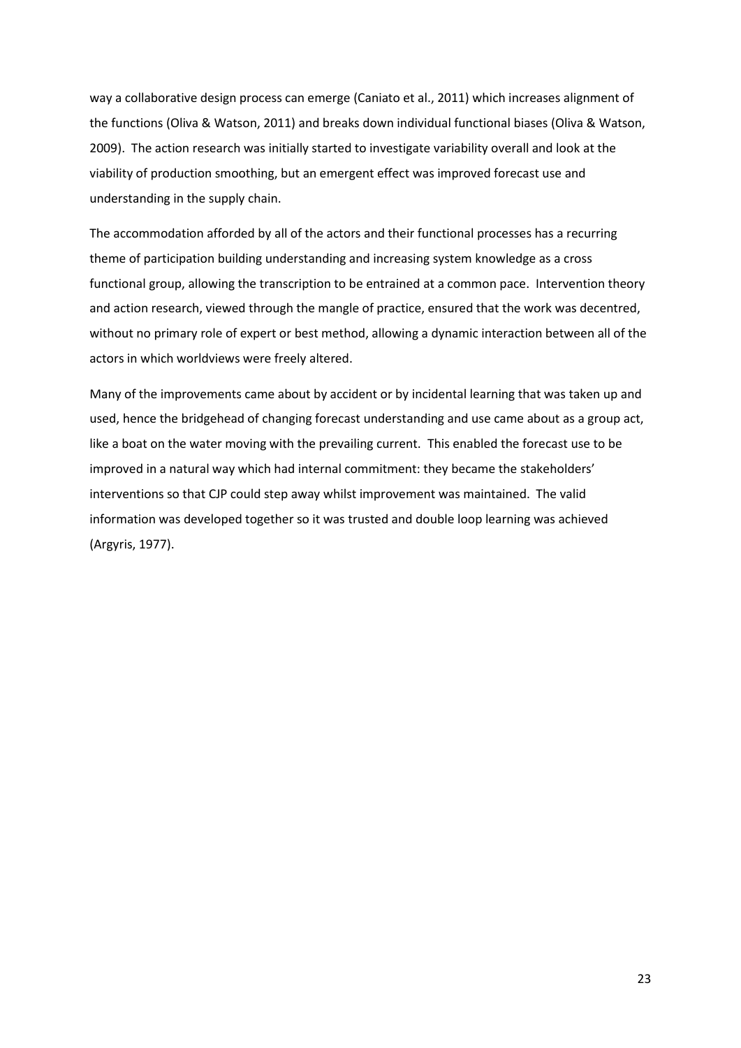way a collaborative design process can emerge (Caniato et al., 2011) which increases alignment of the functions (Oliva & Watson, 2011) and breaks down individual functional biases (Oliva & Watson, 2009). The action research was initially started to investigate variability overall and look at the viability of production smoothing, but an emergent effect was improved forecast use and understanding in the supply chain.

The accommodation afforded by all of the actors and their functional processes has a recurring theme of participation building understanding and increasing system knowledge as a cross functional group, allowing the transcription to be entrained at a common pace. Intervention theory and action research, viewed through the mangle of practice, ensured that the work was decentred, without no primary role of expert or best method, allowing a dynamic interaction between all of the actors in which worldviews were freely altered.

Many of the improvements came about by accident or by incidental learning that was taken up and used, hence the bridgehead of changing forecast understanding and use came about as a group act, like a boat on the water moving with the prevailing current. This enabled the forecast use to be improved in a natural way which had internal commitment: they became the stakeholders' interventions so that CJP could step away whilst improvement was maintained. The valid information was developed together so it was trusted and double loop learning was achieved (Argyris, 1977).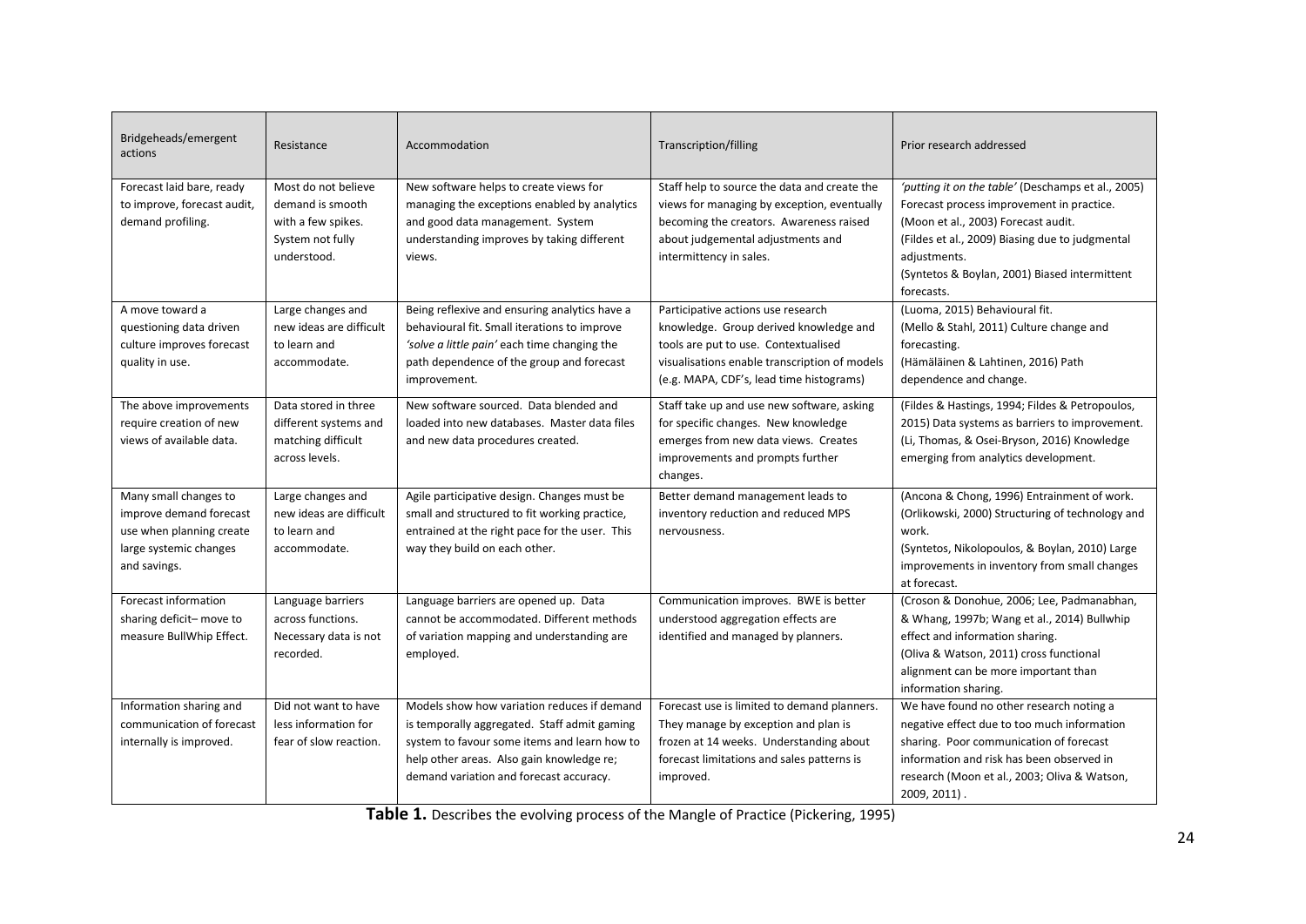| Bridgeheads/emergent actions | Resistance | Accommodation | Transcription/filling | Prior research addressed |
|---|---|---|---|---|
| Forecast laid bare, ready to improve, forecast audit, demand profiling. | Most do not believe demand is smooth with a few spikes. System not fully understood. | New software helps to create views for managing the exceptions enabled by analytics and good data management. System understanding improves by taking different views. | Staff help to source the data and create the views for managing by exception, eventually becoming the creators. Awareness raised about judgemental adjustments and intermittency in sales. | *'putting it on the table'* (Deschamps et al., 2005) Forecast process improvement in practice. (Moon et al., 2003) Forecast audit. (Fildes et al., 2009) Biasing due to judgmental adjustments. (Syntetos & Boylan, 2001) Biased intermittent forecasts. |
| A move toward a questioning data driven culture improves forecast quality in use. | Large changes and new ideas are difficult to learn and accommodate. | Being reflexive and ensuring analytics have a behavioural fit. Small iterations to improve *'solve a little pain'* each time changing the path dependence of the group and forecast improvement. | Participative actions use research knowledge. Group derived knowledge and tools are put to use. Contextualised visualisations enable transcription of models (e.g. MAPA, CDF's, lead time histograms) | (Luoma, 2015) Behavioural fit. (Mello & Stahl, 2011) Culture change and forecasting. (Hämäläinen & Lahtinen, 2016) Path dependence and change. |
| The above improvements require creation of new views of available data. | Data stored in three different systems and matching difficult across levels. | New software sourced. Data blended and loaded into new databases. Master data files and new data procedures created. | Staff take up and use new software, asking for specific changes. New knowledge emerges from new data views. Creates improvements and prompts further changes. | (Fildes & Hastings, 1994; Fildes & Petropoulos, 2015) Data systems as barriers to improvement. (Li, Thomas, & Osei-Bryson, 2016) Knowledge emerging from analytics development. |
| Many small changes to improve demand forecast use when planning create large systemic changes and savings. | Large changes and new ideas are difficult to learn and accommodate. | Agile participative design. Changes must be small and structured to fit working practice, entrained at the right pace for the user. This way they build on each other. | Better demand management leads to inventory reduction and reduced MPS nervousness. | (Ancona & Chong, 1996) Entrainment of work. (Orlikowski, 2000) Structuring of technology and work. (Syntetos, Nikolopoulos, & Boylan, 2010) Large improvements in inventory from small changes at forecast. |
| Forecast information sharing deficit– move to measure BullWhip Effect. | Language barriers across functions. Necessary data is not recorded. | Language barriers are opened up. Data cannot be accommodated. Different methods of variation mapping and understanding are employed. | Communication improves. BWE is better understood aggregation effects are identified and managed by planners. | (Croson & Donohue, 2006; Lee, Padmanabhan, & Whang, 1997b; Wang et al., 2014) Bullwhip effect and information sharing. (Oliva & Watson, 2011) cross functional alignment can be more important than information sharing. |
| Information sharing and communication of forecast internally is improved. | Did not want to have less information for fear of slow reaction. | Models show how variation reduces if demand is temporally aggregated. Staff admit gaming system to favour some items and learn how to help other areas. Also gain knowledge re; demand variation and forecast accuracy. | Forecast use is limited to demand planners. They manage by exception and plan is frozen at 14 weeks. Understanding about forecast limitations and sales patterns is improved. | We have found no other research noting a negative effect due to too much information sharing. Poor communication of forecast information and risk has been observed in research (Moon et al., 2003; Oliva & Watson, 2009, 2011) . |

**Table 1.** Describes the evolving process of the Mangle of Practice (Pickering, 1995)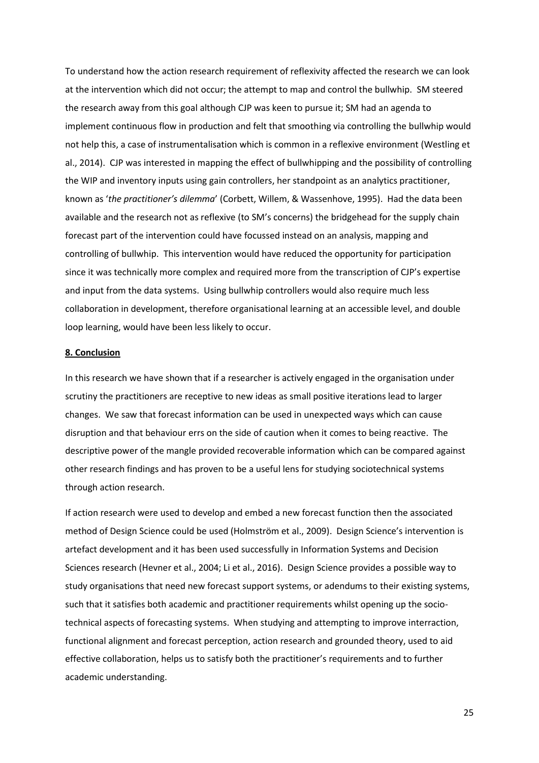To understand how the action research requirement of reflexivity affected the research we can look at the intervention which did not occur; the attempt to map and control the bullwhip. SM steered the research away from this goal although CJP was keen to pursue it; SM had an agenda to implement continuous flow in production and felt that smoothing via controlling the bullwhip would not help this, a case of instrumentalisation which is common in a reflexive environment (Westling et al., 2014). CJP was interested in mapping the effect of bullwhipping and the possibility of controlling the WIP and inventory inputs using gain controllers, her standpoint as an analytics practitioner, known as '*the practitioner's dilemma*' (Corbett, Willem, & Wassenhove, 1995). Had the data been available and the research not as reflexive (to SM's concerns) the bridgehead for the supply chain forecast part of the intervention could have focussed instead on an analysis, mapping and controlling of bullwhip. This intervention would have reduced the opportunity for participation since it was technically more complex and required more from the transcription of CJP's expertise and input from the data systems. Using bullwhip controllers would also require much less collaboration in development, therefore organisational learning at an accessible level, and double loop learning, would have been less likely to occur.

## 8. Conclusion

In this research we have shown that if a researcher is actively engaged in the organisation under scrutiny the practitioners are receptive to new ideas as small positive iterations lead to larger changes. We saw that forecast information can be used in unexpected ways which can cause disruption and that behaviour errs on the side of caution when it comes to being reactive. The descriptive power of the mangle provided recoverable information which can be compared against other research findings and has proven to be a useful lens for studying sociotechnical systems through action research.

If action research were used to develop and embed a new forecast function then the associated method of Design Science could be used (Holmström et al., 2009). Design Science's intervention is artefact development and it has been used successfully in Information Systems and Decision Sciences research (Hevner et al., 2004; Li et al., 2016). Design Science provides a possible way to study organisations that need new forecast support systems, or adendums to their existing systems, such that it satisfies both academic and practitioner requirements whilst opening up the socio-technical aspects of forecasting systems. When studying and attempting to improve interraction, functional alignment and forecast perception, action research and grounded theory, used to aid effective collaboration, helps us to satisfy both the practitioner's requirements and to further academic understanding.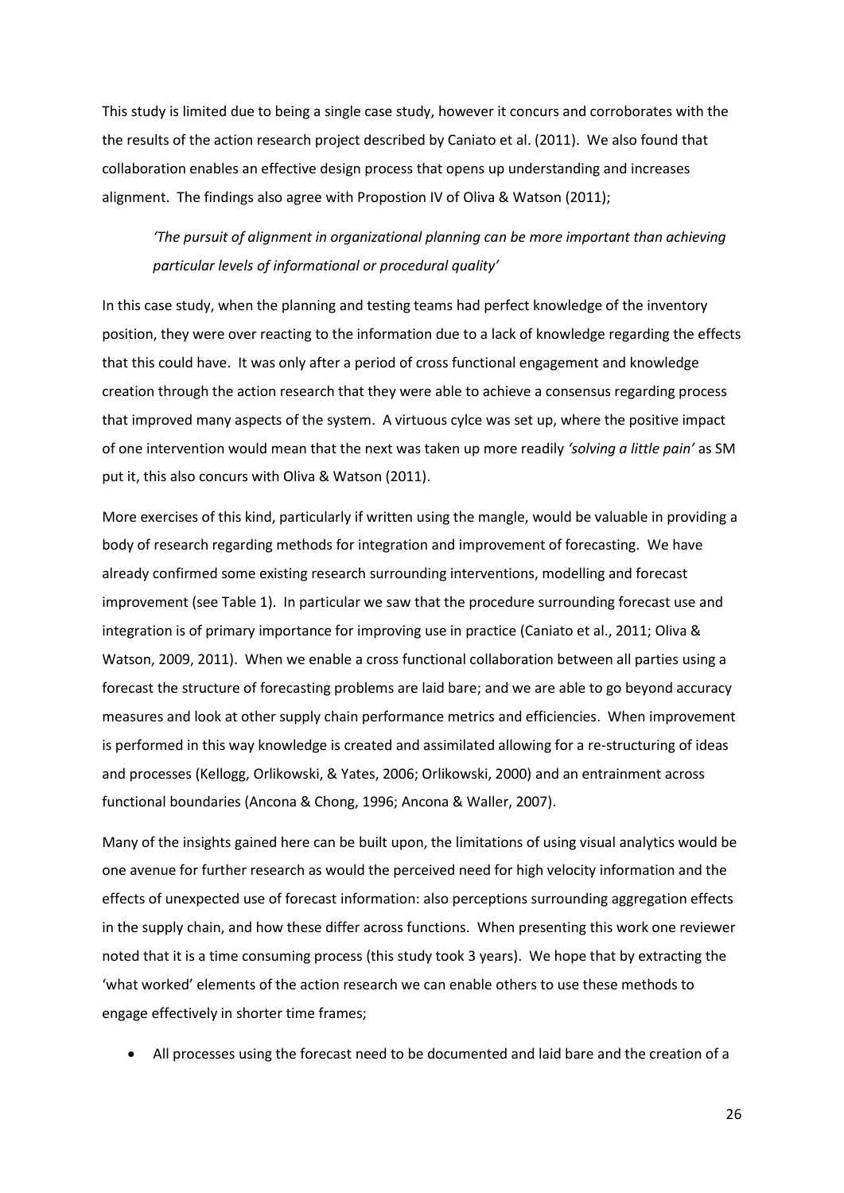This study is limited due to being a single case study, however it concurs and corroborates with the the results of the action research project described by Caniato et al. (2011). We also found that collaboration enables an effective design process that opens up understanding and increases alignment. The findings also agree with Propostion IV of Oliva & Watson (2011);

> *'The pursuit of alignment in organizational planning can be more important than achieving particular levels of informational or procedural quality'*

In this case study, when the planning and testing teams had perfect knowledge of the inventory position, they were over reacting to the information due to a lack of knowledge regarding the effects that this could have. It was only after a period of cross functional engagement and knowledge creation through the action research that they were able to achieve a consensus regarding process that improved many aspects of the system. A virtuous cylce was set up, where the positive impact of one intervention would mean that the next was taken up more readily *'solving a little pain'* as SM put it, this also concurs with Oliva & Watson (2011).

More exercises of this kind, particularly if written using the mangle, would be valuable in providing a body of research regarding methods for integration and improvement of forecasting. We have already confirmed some existing research surrounding interventions, modelling and forecast improvement (see Table 1). In particular we saw that the procedure surrounding forecast use and integration is of primary importance for improving use in practice (Caniato et al., 2011; Oliva & Watson, 2009, 2011). When we enable a cross functional collaboration between all parties using a forecast the structure of forecasting problems are laid bare; and we are able to go beyond accuracy measures and look at other supply chain performance metrics and efficiencies. When improvement is performed in this way knowledge is created and assimilated allowing for a re-structuring of ideas and processes (Kellogg, Orlikowski, & Yates, 2006; Orlikowski, 2000) and an entrainment across functional boundaries (Ancona & Chong, 1996; Ancona & Waller, 2007).

Many of the insights gained here can be built upon, the limitations of using visual analytics would be one avenue for further research as would the perceived need for high velocity information and the effects of unexpected use of forecast information: also perceptions surrounding aggregation effects in the supply chain, and how these differ across functions. When presenting this work one reviewer noted that it is a time consuming process (this study took 3 years). We hope that by extracting the 'what worked' elements of the action research we can enable others to use these methods to engage effectively in shorter time frames;

- All processes using the forecast need to be documented and laid bare and the creation of a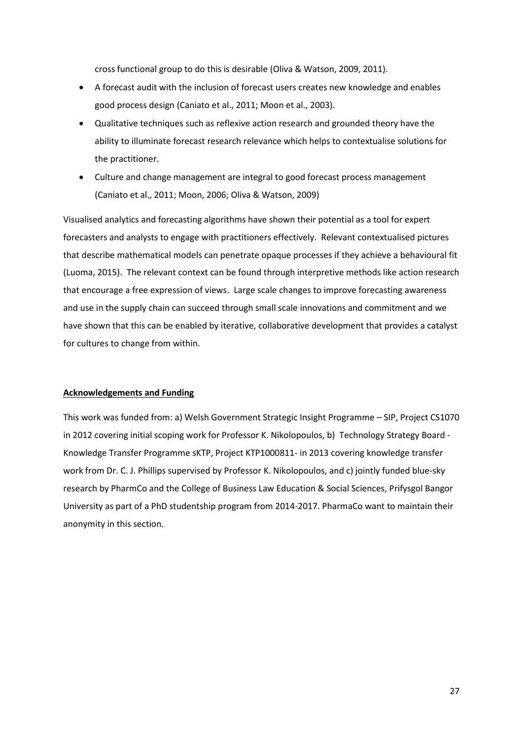cross functional group to do this is desirable (Oliva & Watson, 2009, 2011).

- A forecast audit with the inclusion of forecast users creates new knowledge and enables good process design (Caniato et al., 2011; Moon et al., 2003).
- Qualitative techniques such as reflexive action research and grounded theory have the ability to illuminate forecast research relevance which helps to contextualise solutions for the practitioner.
- Culture and change management are integral to good forecast process management (Caniato et al., 2011; Moon, 2006; Oliva & Watson, 2009)

Visualised analytics and forecasting algorithms have shown their potential as a tool for expert forecasters and analysts to engage with practitioners effectively. Relevant contextualised pictures that describe mathematical models can penetrate opaque processes if they achieve a behavioural fit (Luoma, 2015). The relevant context can be found through interpretive methods like action research that encourage a free expression of views. Large scale changes to improve forecasting awareness and use in the supply chain can succeed through small scale innovations and commitment and we have shown that this can be enabled by iterative, collaborative development that provides a catalyst for cultures to change from within.

## Acknowledgements and Funding

This work was funded from: a) Welsh Government Strategic Insight Programme – SIP, Project CS1070 in 2012 covering initial scoping work for Professor K. Nikolopoulos, b) Technology Strategy Board - Knowledge Transfer Programme sKTP, Project KTP1000811- in 2013 covering knowledge transfer work from Dr. C. J. Phillips supervised by Professor K. Nikolopoulos, and c) jointly funded blue-sky research by PharmCo and the College of Business Law Education & Social Sciences, Prifysgol Bangor University as part of a PhD studentship program from 2014-2017. PharmaCo want to maintain their anonymity in this section.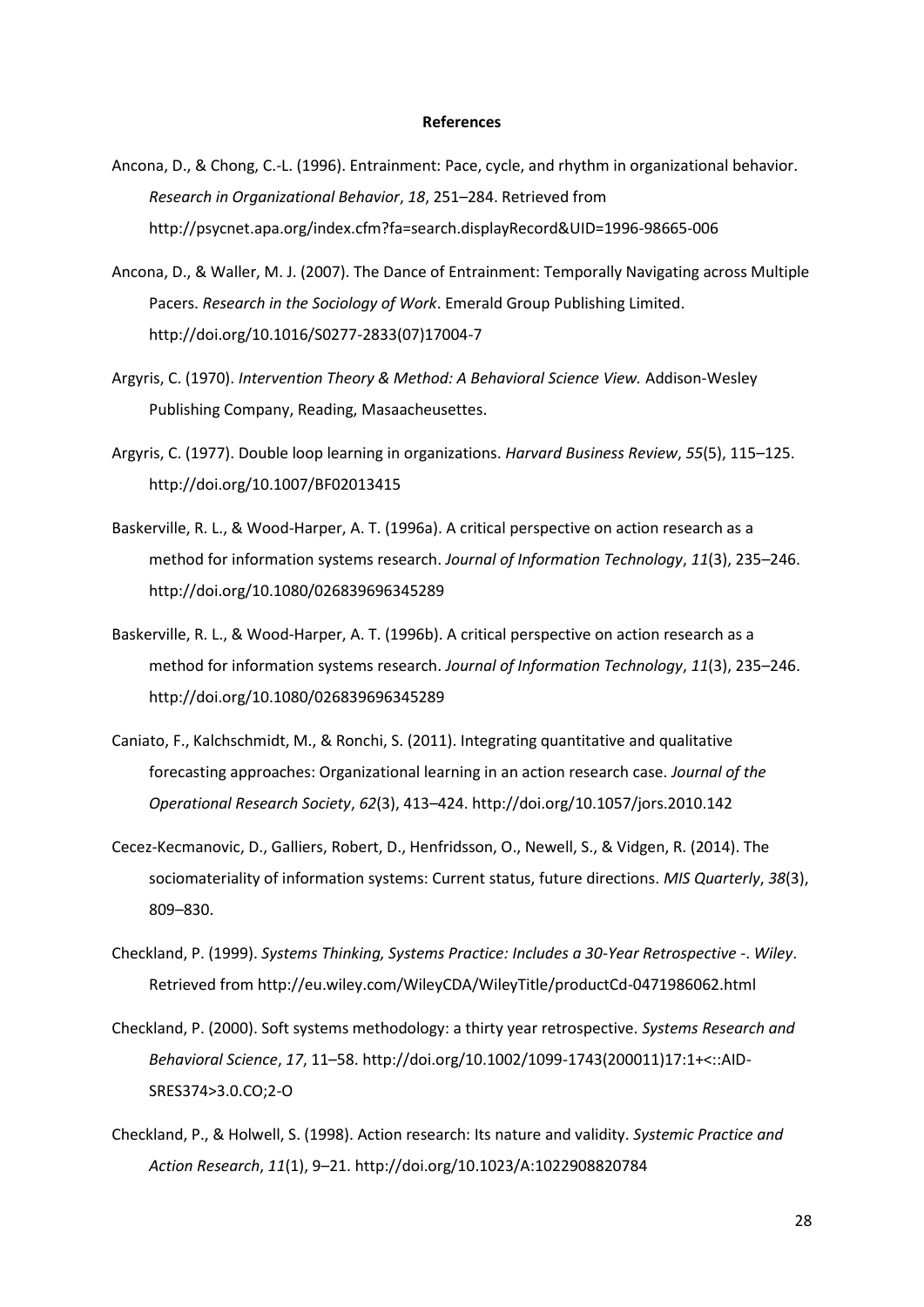**References**

Ancona, D., & Chong, C.-L. (1996). Entrainment: Pace, cycle, and rhythm in organizational behavior. *Research in Organizational Behavior*, *18*, 251–284. Retrieved from http://psycnet.apa.org/index.cfm?fa=search.displayRecord&UID=1996-98665-006

Ancona, D., & Waller, M. J. (2007). The Dance of Entrainment: Temporally Navigating across Multiple Pacers. *Research in the Sociology of Work*. Emerald Group Publishing Limited. http://doi.org/10.1016/S0277-2833(07)17004-7

Argyris, C. (1970). *Intervention Theory & Method: A Behavioral Science View.* Addison-Wesley Publishing Company, Reading, Masaacheusettes.

Argyris, C. (1977). Double loop learning in organizations. *Harvard Business Review*, *55*(5), 115–125. http://doi.org/10.1007/BF02013415

Baskerville, R. L., & Wood-Harper, A. T. (1996a). A critical perspective on action research as a method for information systems research. *Journal of Information Technology*, *11*(3), 235–246. http://doi.org/10.1080/026839696345289

Baskerville, R. L., & Wood-Harper, A. T. (1996b). A critical perspective on action research as a method for information systems research. *Journal of Information Technology*, *11*(3), 235–246. http://doi.org/10.1080/026839696345289

Caniato, F., Kalchschmidt, M., & Ronchi, S. (2011). Integrating quantitative and qualitative forecasting approaches: Organizational learning in an action research case. *Journal of the Operational Research Society*, *62*(3), 413–424. http://doi.org/10.1057/jors.2010.142

Cecez-Kecmanovic, D., Galliers, Robert, D., Henfridsson, O., Newell, S., & Vidgen, R. (2014). The sociomateriality of information systems: Current status, future directions. *MIS Quarterly*, *38*(3), 809–830.

Checkland, P. (1999). *Systems Thinking, Systems Practice: Includes a 30-Year Retrospective -. Wiley*. Retrieved from http://eu.wiley.com/WileyCDA/WileyTitle/productCd-0471986062.html

Checkland, P. (2000). Soft systems methodology: a thirty year retrospective. *Systems Research and Behavioral Science*, *17*, 11–58. http://doi.org/10.1002/1099-1743(200011)17:1+<::AID-SRES374>3.0.CO;2-O

Checkland, P., & Holwell, S. (1998). Action research: Its nature and validity. *Systemic Practice and Action Research*, *11*(1), 9–21. http://doi.org/10.1023/A:1022908820784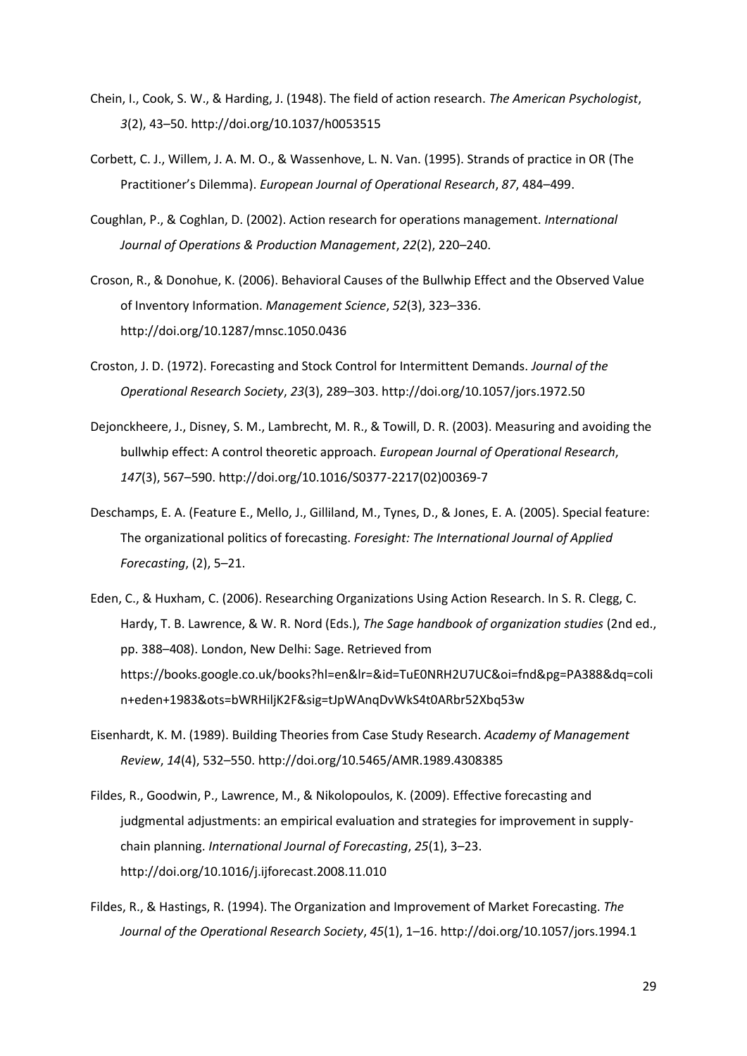Chein, I., Cook, S. W., & Harding, J. (1948). The field of action research. *The American Psychologist*, *3*(2), 43–50. http://doi.org/10.1037/h0053515

Corbett, C. J., Willem, J. A. M. O., & Wassenhove, L. N. Van. (1995). Strands of practice in OR (The Practitioner's Dilemma). *European Journal of Operational Research*, *87*, 484–499.

Coughlan, P., & Coghlan, D. (2002). Action research for operations management. *International Journal of Operations & Production Management*, *22*(2), 220–240.

Croson, R., & Donohue, K. (2006). Behavioral Causes of the Bullwhip Effect and the Observed Value of Inventory Information. *Management Science*, *52*(3), 323–336. http://doi.org/10.1287/mnsc.1050.0436

Croston, J. D. (1972). Forecasting and Stock Control for Intermittent Demands. *Journal of the Operational Research Society*, *23*(3), 289–303. http://doi.org/10.1057/jors.1972.50

Dejonckheere, J., Disney, S. M., Lambrecht, M. R., & Towill, D. R. (2003). Measuring and avoiding the bullwhip effect: A control theoretic approach. *European Journal of Operational Research*, *147*(3), 567–590. http://doi.org/10.1016/S0377-2217(02)00369-7

Deschamps, E. A. (Feature E., Mello, J., Gilliland, M., Tynes, D., & Jones, E. A. (2005). Special feature: The organizational politics of forecasting. *Foresight: The International Journal of Applied Forecasting*, (2), 5–21.

Eden, C., & Huxham, C. (2006). Researching Organizations Using Action Research. In S. R. Clegg, C. Hardy, T. B. Lawrence, & W. R. Nord (Eds.), *The Sage handbook of organization studies* (2nd ed., pp. 388–408). London, New Delhi: Sage. Retrieved from https://books.google.co.uk/books?hl=en&lr=&id=TuE0NRH2U7UC&oi=fnd&pg=PA388&dq=colin+eden+1983&ots=bWRHiljK2F&sig=tJpWAnqDvWkS4t0ARbr52Xbq53w

Eisenhardt, K. M. (1989). Building Theories from Case Study Research. *Academy of Management Review*, *14*(4), 532–550. http://doi.org/10.5465/AMR.1989.4308385

Fildes, R., Goodwin, P., Lawrence, M., & Nikolopoulos, K. (2009). Effective forecasting and judgmental adjustments: an empirical evaluation and strategies for improvement in supply-chain planning. *International Journal of Forecasting*, *25*(1), 3–23. http://doi.org/10.1016/j.ijforecast.2008.11.010

Fildes, R., & Hastings, R. (1994). The Organization and Improvement of Market Forecasting. *The Journal of the Operational Research Society*, *45*(1), 1–16. http://doi.org/10.1057/jors.1994.1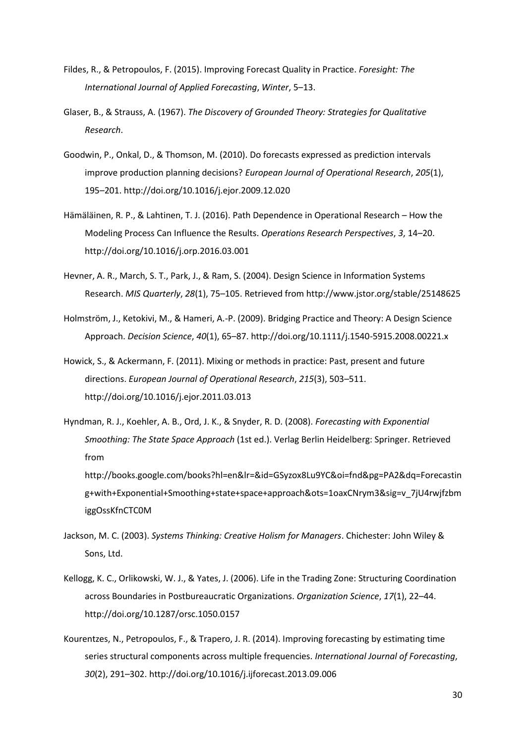Fildes, R., & Petropoulos, F. (2015). Improving Forecast Quality in Practice. *Foresight: The International Journal of Applied Forecasting*, *Winter*, 5–13.

Glaser, B., & Strauss, A. (1967). *The Discovery of Grounded Theory: Strategies for Qualitative Research*.

Goodwin, P., Onkal, D., & Thomson, M. (2010). Do forecasts expressed as prediction intervals improve production planning decisions? *European Journal of Operational Research*, *205*(1), 195–201. http://doi.org/10.1016/j.ejor.2009.12.020

Hämäläinen, R. P., & Lahtinen, T. J. (2016). Path Dependence in Operational Research – How the Modeling Process Can Influence the Results. *Operations Research Perspectives*, *3*, 14–20. http://doi.org/10.1016/j.orp.2016.03.001

Hevner, A. R., March, S. T., Park, J., & Ram, S. (2004). Design Science in Information Systems Research. *MIS Quarterly*, *28*(1), 75–105. Retrieved from http://www.jstor.org/stable/25148625

Holmström, J., Ketokivi, M., & Hameri, A.-P. (2009). Bridging Practice and Theory: A Design Science Approach. *Decision Science*, *40*(1), 65–87. http://doi.org/10.1111/j.1540-5915.2008.00221.x

Howick, S., & Ackermann, F. (2011). Mixing or methods in practice: Past, present and future directions. *European Journal of Operational Research*, *215*(3), 503–511. http://doi.org/10.1016/j.ejor.2011.03.013

Hyndman, R. J., Koehler, A. B., Ord, J. K., & Snyder, R. D. (2008). *Forecasting with Exponential Smoothing: The State Space Approach* (1st ed.). Verlag Berlin Heidelberg: Springer. Retrieved from http://books.google.com/books?hl=en&lr=&id=GSyzox8Lu9YC&oi=fnd&pg=PA2&dq=Forecasting+with+Exponential+Smoothing+state+space+approach&ots=1oaxCNrym3&sig=v_7jU4rwjfzbmiggOssKfnCTC0M

Jackson, M. C. (2003). *Systems Thinking: Creative Holism for Managers*. Chichester: John Wiley & Sons, Ltd.

Kellogg, K. C., Orlikowski, W. J., & Yates, J. (2006). Life in the Trading Zone: Structuring Coordination across Boundaries in Postbureaucratic Organizations. *Organization Science*, *17*(1), 22–44. http://doi.org/10.1287/orsc.1050.0157

Kourentzes, N., Petropoulos, F., & Trapero, J. R. (2014). Improving forecasting by estimating time series structural components across multiple frequencies. *International Journal of Forecasting*, *30*(2), 291–302. http://doi.org/10.1016/j.ijforecast.2013.09.006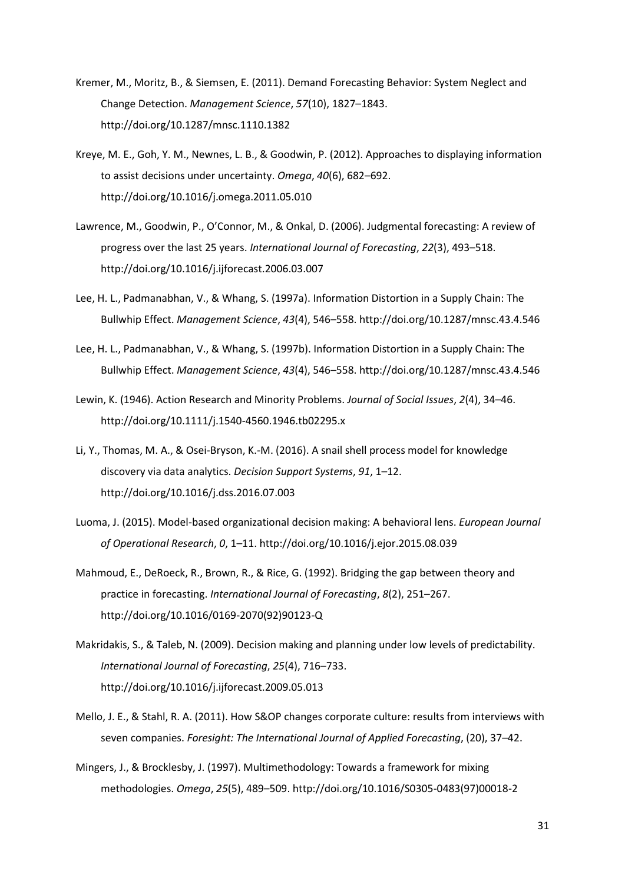Kremer, M., Moritz, B., & Siemsen, E. (2011). Demand Forecasting Behavior: System Neglect and Change Detection. *Management Science*, *57*(10), 1827–1843. http://doi.org/10.1287/mnsc.1110.1382

Kreye, M. E., Goh, Y. M., Newnes, L. B., & Goodwin, P. (2012). Approaches to displaying information to assist decisions under uncertainty. *Omega*, *40*(6), 682–692. http://doi.org/10.1016/j.omega.2011.05.010

Lawrence, M., Goodwin, P., O'Connor, M., & Onkal, D. (2006). Judgmental forecasting: A review of progress over the last 25 years. *International Journal of Forecasting*, *22*(3), 493–518. http://doi.org/10.1016/j.ijforecast.2006.03.007

Lee, H. L., Padmanabhan, V., & Whang, S. (1997a). Information Distortion in a Supply Chain: The Bullwhip Effect. *Management Science*, *43*(4), 546–558. http://doi.org/10.1287/mnsc.43.4.546

Lee, H. L., Padmanabhan, V., & Whang, S. (1997b). Information Distortion in a Supply Chain: The Bullwhip Effect. *Management Science*, *43*(4), 546–558. http://doi.org/10.1287/mnsc.43.4.546

Lewin, K. (1946). Action Research and Minority Problems. *Journal of Social Issues*, *2*(4), 34–46. http://doi.org/10.1111/j.1540-4560.1946.tb02295.x

Li, Y., Thomas, M. A., & Osei-Bryson, K.-M. (2016). A snail shell process model for knowledge discovery via data analytics. *Decision Support Systems*, *91*, 1–12. http://doi.org/10.1016/j.dss.2016.07.003

Luoma, J. (2015). Model-based organizational decision making: A behavioral lens. *European Journal of Operational Research*, *0*, 1–11. http://doi.org/10.1016/j.ejor.2015.08.039

Mahmoud, E., DeRoeck, R., Brown, R., & Rice, G. (1992). Bridging the gap between theory and practice in forecasting. *International Journal of Forecasting*, *8*(2), 251–267. http://doi.org/10.1016/0169-2070(92)90123-Q

Makridakis, S., & Taleb, N. (2009). Decision making and planning under low levels of predictability. *International Journal of Forecasting*, *25*(4), 716–733. http://doi.org/10.1016/j.ijforecast.2009.05.013

Mello, J. E., & Stahl, R. A. (2011). How S&OP changes corporate culture: results from interviews with seven companies. *Foresight: The International Journal of Applied Forecasting*, (20), 37–42.

Mingers, J., & Brocklesby, J. (1997). Multimethodology: Towards a framework for mixing methodologies. *Omega*, *25*(5), 489–509. http://doi.org/10.1016/S0305-0483(97)00018-2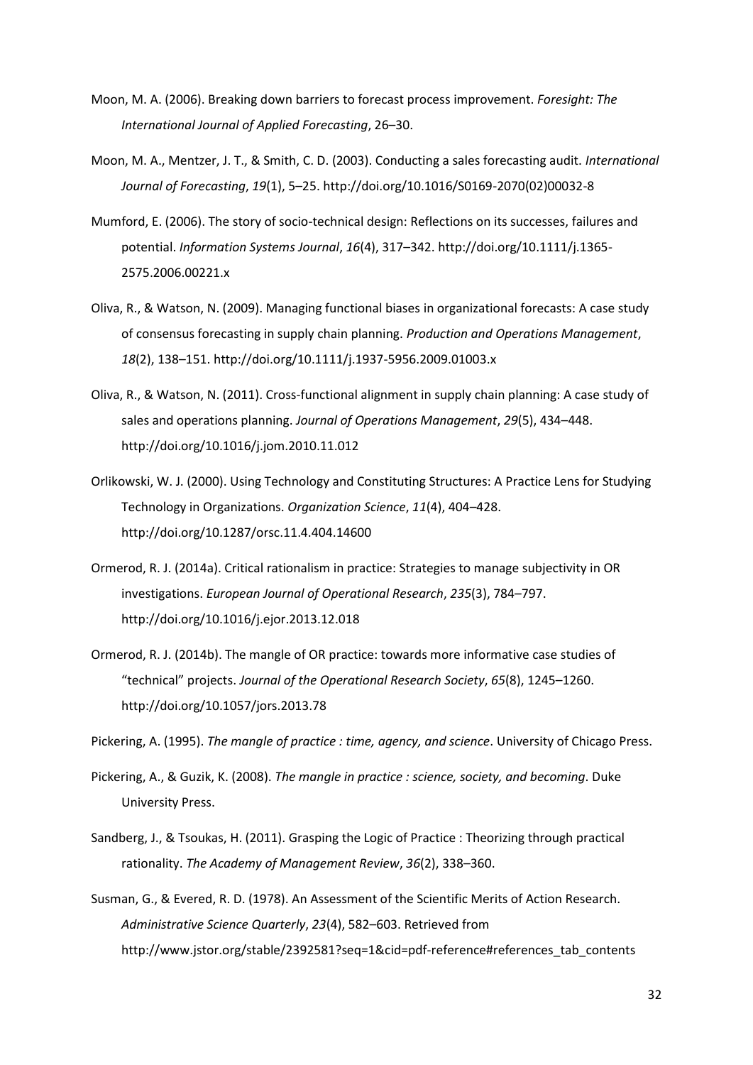Moon, M. A. (2006). Breaking down barriers to forecast process improvement. *Foresight: The International Journal of Applied Forecasting*, 26–30.

Moon, M. A., Mentzer, J. T., & Smith, C. D. (2003). Conducting a sales forecasting audit. *International Journal of Forecasting*, *19*(1), 5–25. http://doi.org/10.1016/S0169-2070(02)00032-8

Mumford, E. (2006). The story of socio-technical design: Reflections on its successes, failures and potential. *Information Systems Journal*, *16*(4), 317–342. http://doi.org/10.1111/j.1365-2575.2006.00221.x

Oliva, R., & Watson, N. (2009). Managing functional biases in organizational forecasts: A case study of consensus forecasting in supply chain planning. *Production and Operations Management*, *18*(2), 138–151. http://doi.org/10.1111/j.1937-5956.2009.01003.x

Oliva, R., & Watson, N. (2011). Cross-functional alignment in supply chain planning: A case study of sales and operations planning. *Journal of Operations Management*, *29*(5), 434–448. http://doi.org/10.1016/j.jom.2010.11.012

Orlikowski, W. J. (2000). Using Technology and Constituting Structures: A Practice Lens for Studying Technology in Organizations. *Organization Science*, *11*(4), 404–428. http://doi.org/10.1287/orsc.11.4.404.14600

Ormerod, R. J. (2014a). Critical rationalism in practice: Strategies to manage subjectivity in OR investigations. *European Journal of Operational Research*, *235*(3), 784–797. http://doi.org/10.1016/j.ejor.2013.12.018

Ormerod, R. J. (2014b). The mangle of OR practice: towards more informative case studies of "technical" projects. *Journal of the Operational Research Society*, *65*(8), 1245–1260. http://doi.org/10.1057/jors.2013.78

Pickering, A. (1995). *The mangle of practice : time, agency, and science*. University of Chicago Press.

Pickering, A., & Guzik, K. (2008). *The mangle in practice : science, society, and becoming*. Duke University Press.

Sandberg, J., & Tsoukas, H. (2011). Grasping the Logic of Practice : Theorizing through practical rationality. *The Academy of Management Review*, *36*(2), 338–360.

Susman, G., & Evered, R. D. (1978). An Assessment of the Scientific Merits of Action Research. *Administrative Science Quarterly*, *23*(4), 582–603. Retrieved from http://www.jstor.org/stable/2392581?seq=1&cid=pdf-reference#references_tab_contents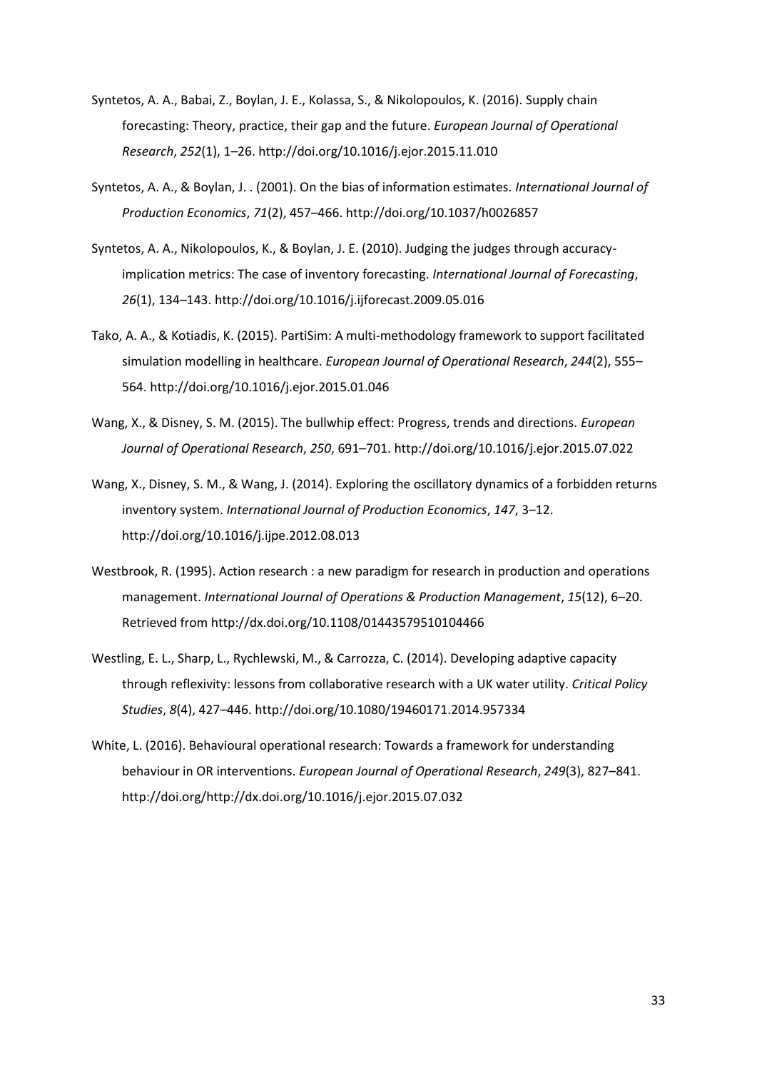Syntetos, A. A., Babai, Z., Boylan, J. E., Kolassa, S., & Nikolopoulos, K. (2016). Supply chain forecasting: Theory, practice, their gap and the future. *European Journal of Operational Research*, *252*(1), 1–26. http://doi.org/10.1016/j.ejor.2015.11.010

Syntetos, A. A., & Boylan, J. . (2001). On the bias of information estimates. *International Journal of Production Economics*, *71*(2), 457–466. http://doi.org/10.1037/h0026857

Syntetos, A. A., Nikolopoulos, K., & Boylan, J. E. (2010). Judging the judges through accuracy-implication metrics: The case of inventory forecasting. *International Journal of Forecasting*, *26*(1), 134–143. http://doi.org/10.1016/j.ijforecast.2009.05.016

Tako, A. A., & Kotiadis, K. (2015). PartiSim: A multi-methodology framework to support facilitated simulation modelling in healthcare. *European Journal of Operational Research*, *244*(2), 555–564. http://doi.org/10.1016/j.ejor.2015.01.046

Wang, X., & Disney, S. M. (2015). The bullwhip effect: Progress, trends and directions. *European Journal of Operational Research*, *250*, 691–701. http://doi.org/10.1016/j.ejor.2015.07.022

Wang, X., Disney, S. M., & Wang, J. (2014). Exploring the oscillatory dynamics of a forbidden returns inventory system. *International Journal of Production Economics*, *147*, 3–12. http://doi.org/10.1016/j.ijpe.2012.08.013

Westbrook, R. (1995). Action research : a new paradigm for research in production and operations management. *International Journal of Operations & Production Management*, *15*(12), 6–20. Retrieved from http://dx.doi.org/10.1108/01443579510104466

Westling, E. L., Sharp, L., Rychlewski, M., & Carrozza, C. (2014). Developing adaptive capacity through reflexivity: lessons from collaborative research with a UK water utility. *Critical Policy Studies*, *8*(4), 427–446. http://doi.org/10.1080/19460171.2014.957334

White, L. (2016). Behavioural operational research: Towards a framework for understanding behaviour in OR interventions. *European Journal of Operational Research*, *249*(3), 827–841. http://doi.org/http://dx.doi.org/10.1016/j.ejor.2015.07.032